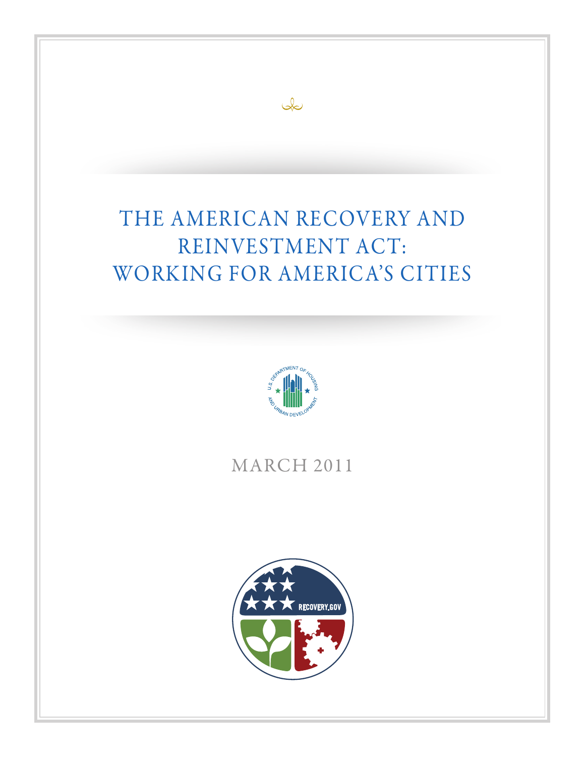# THE AMERICAN RECOVERY AND REINVESTMENT ACT: WORKING FOR AMERICA'S CITIES

MARCH 2011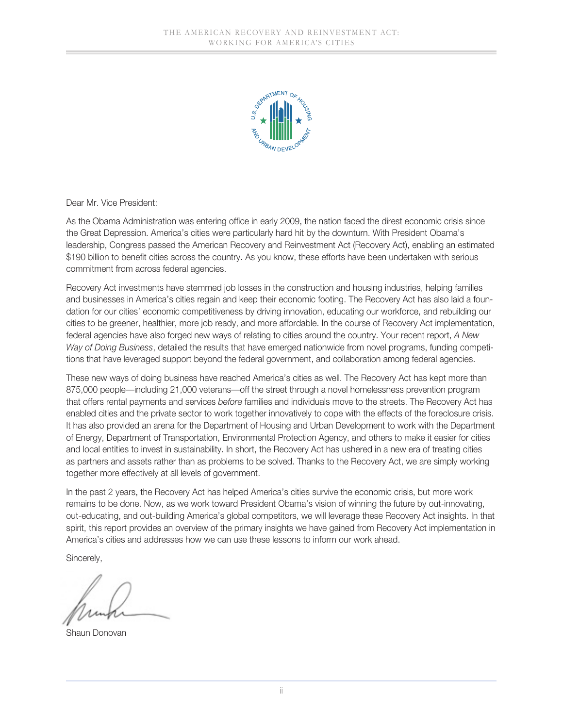Dear Mr. Vice President:

As the Obama Administration was entering office in early 2009, the nation faced the direst economic crisis since the Great Depression. America's cities were particularly hard hit by the downturn. With President Obama's leadership, Congress passed the American Recovery and Reinvestment Act (Recovery Act), enabling an estimated $190 billion to benefit cities across the country. As you know, these efforts have been undertaken with serious commitment from across federal agencies.

Recovery Act investments have stemmed job losses in the construction and housing industries, helping families and businesses in America's cities regain and keep their economic footing. The Recovery Act has also laid a foundation for our cities' economic competitiveness by driving innovation, educating our workforce, and rebuilding our cities to be greener, healthier, more job ready, and more affordable. In the course of Recovery Act implementation, federal agencies have also forged new ways of relating to cities around the country. Your recent report, *A New Way of Doing Business*, detailed the results that have emerged nationwide from novel programs, funding competitions that have leveraged support beyond the federal government, and collaboration among federal agencies.

These new ways of doing business have reached America's cities as well. The Recovery Act has kept more than 875,000 people—including 21,000 veterans—off the street through a novel homelessness prevention program that offers rental payments and services *before* families and individuals move to the streets. The Recovery Act has enabled cities and the private sector to work together innovatively to cope with the effects of the foreclosure crisis. It has also provided an arena for the Department of Housing and Urban Development to work with the Department of Energy, Department of Transportation, Environmental Protection Agency, and others to make it easier for cities and local entities to invest in sustainability. In short, the Recovery Act has ushered in a new era of treating cities as partners and assets rather than as problems to be solved. Thanks to the Recovery Act, we are simply working together more effectively at all levels of government.

In the past 2 years, the Recovery Act has helped America's cities survive the economic crisis, but more work remains to be done. Now, as we work toward President Obama's vision of winning the future by out-innovating, out-educating, and out-building America's global competitors, we will leverage these Recovery Act insights. In that spirit, this report provides an overview of the primary insights we have gained from Recovery Act implementation in America's cities and addresses how we can use these lessons to inform our work ahead.

Sincerely,

Shaun Donovan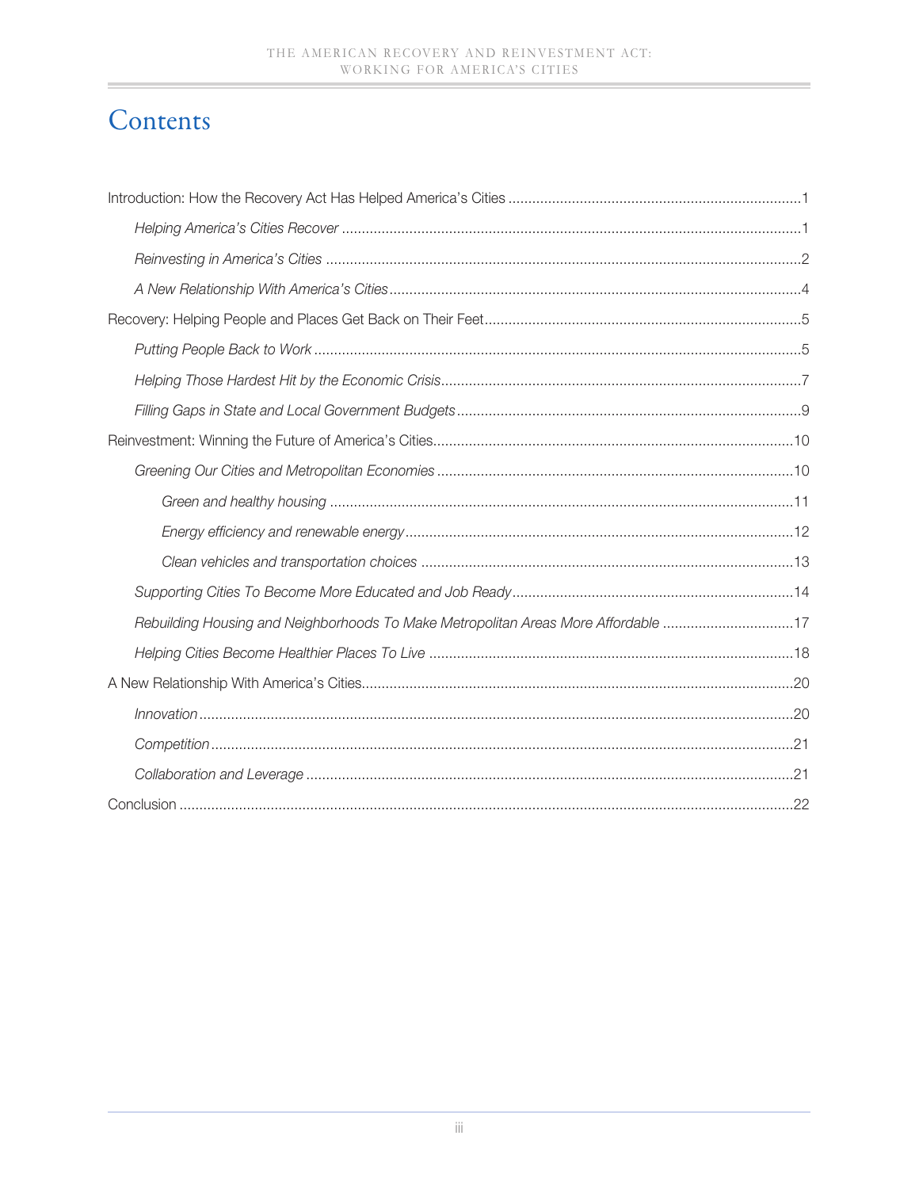# Contents

Introduction: How the Recovery Act Has Helped America's Cities ....................................................................1

*Helping America's Cities Recover* ....................................................................................................1

*Reinvesting in America's Cities* .......................................................................................................2

*A New Relationship With America's Cities* .......................................................................................4

Recovery: Helping People and Places Get Back on Their Feet.................................................................5

*Putting People Back to Work* ..........................................................................................................5

*Helping Those Hardest Hit by the Economic Crisis*...........................................................................7

*Filling Gaps in State and Local Government Budgets*.......................................................................9

Reinvestment: Winning the Future of America's Cities...........................................................................10

*Greening Our Cities and Metropolitan Economies* ..........................................................................10

*Green and healthy housing* ....................................................................................................11

*Energy efficiency and renewable energy*.................................................................................12

*Clean vehicles and transportation choices* .............................................................................13

*Supporting Cities To Become More Educated and Job Ready*.......................................................14

*Rebuilding Housing and Neighborhoods To Make Metropolitan Areas More Affordable* .................................17

*Helping Cities Become Healthier Places To Live* ...........................................................................18

A New Relationship With America's Cities............................................................................................20

*Innovation*....................................................................................................................................20

*Competition*.................................................................................................................................21

*Collaboration and Leverage* ..........................................................................................................21

Conclusion ...........................................................................................................................................22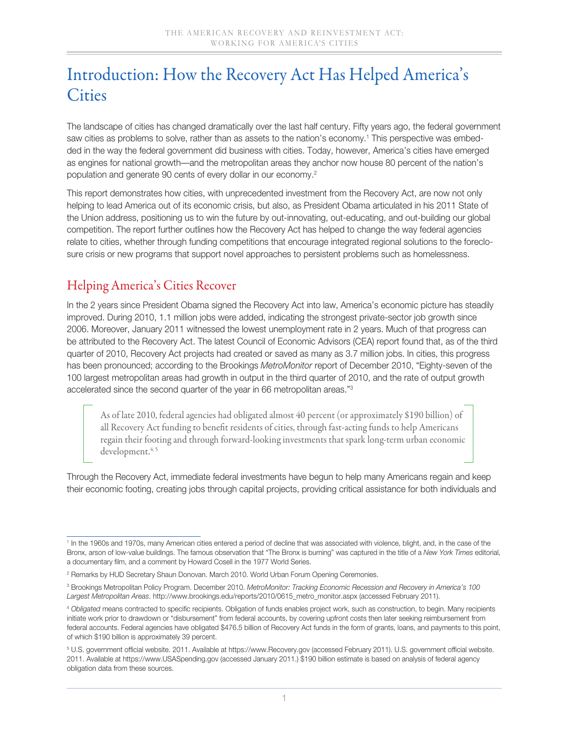# Introduction: How the Recovery Act Has Helped America's Cities

The landscape of cities has changed dramatically over the last half century. Fifty years ago, the federal government saw cities as problems to solve, rather than as assets to the nation's economy.[1] This perspective was embedded in the way the federal government did business with cities. Today, however, America's cities have emerged as engines for national growth—and the metropolitan areas they anchor now house 80 percent of the nation's population and generate 90 cents of every dollar in our economy.[2]

This report demonstrates how cities, with unprecedented investment from the Recovery Act, are now not only helping to lead America out of its economic crisis, but also, as President Obama articulated in his 2011 State of the Union address, positioning us to win the future by out-innovating, out-educating, and out-building our global competition. The report further outlines how the Recovery Act has helped to change the way federal agencies relate to cities, whether through funding competitions that encourage integrated regional solutions to the foreclosure crisis or new programs that support novel approaches to persistent problems such as homelessness.

## Helping America's Cities Recover

In the 2 years since President Obama signed the Recovery Act into law, America's economic picture has steadily improved. During 2010, 1.1 million jobs were added, indicating the strongest private-sector job growth since 2006. Moreover, January 2011 witnessed the lowest unemployment rate in 2 years. Much of that progress can be attributed to the Recovery Act. The latest Council of Economic Advisors (CEA) report found that, as of the third quarter of 2010, Recovery Act projects had created or saved as many as 3.7 million jobs. In cities, this progress has been pronounced; according to the Brookings *MetroMonitor* report of December 2010, "Eighty-seven of the 100 largest metropolitan areas had growth in output in the third quarter of 2010, and the rate of output growth accelerated since the second quarter of the year in 66 metropolitan areas."[3]

> As of late 2010, federal agencies had obligated almost 40 percent (or approximately $190 billion) of all Recovery Act funding to benefit residents of cities, through fast-acting funds to help Americans regain their footing and through forward-looking investments that spark long-term urban economic development.[4, 5]

Through the Recovery Act, immediate federal investments have begun to help many Americans regain and keep their economic footing, creating jobs through capital projects, providing critical assistance for both individuals and

---

[1] In the 1960s and 1970s, many American cities entered a period of decline that was associated with violence, blight, and, in the case of the Bronx, arson of low-value buildings. The famous observation that "The Bronx is burning" was captured in the title of a *New York Times* editorial, a documentary film, and a comment by Howard Cosell in the 1977 World Series.

[2] Remarks by HUD Secretary Shaun Donovan. March 2010. World Urban Forum Opening Ceremonies.

[3] Brookings Metropolitan Policy Program. December 2010. *MetroMonitor: Tracking Economic Recession and Recovery in America's 100 Largest Metropolitan Areas*. http://www.brookings.edu/reports/2010/0615_metro_monitor.aspx (accessed February 2011).

[4] *Obligated* means contracted to specific recipients. Obligation of funds enables project work, such as construction, to begin. Many recipients initiate work prior to drawdown or "disbursement" from federal accounts, by covering upfront costs then later seeking reimbursement from federal accounts. Federal agencies have obligated $476.5 billion of Recovery Act funds in the form of grants, loans, and payments to this point, of which $190 billion is approximately 39 percent.

[5] U.S. government official website. 2011. Available at https://www.Recovery.gov (accessed February 2011). U.S. government official website. 2011. Available at https://www.USASpending.gov (accessed January 2011.) $190 billion estimate is based on analysis of federal agency obligation data from these sources.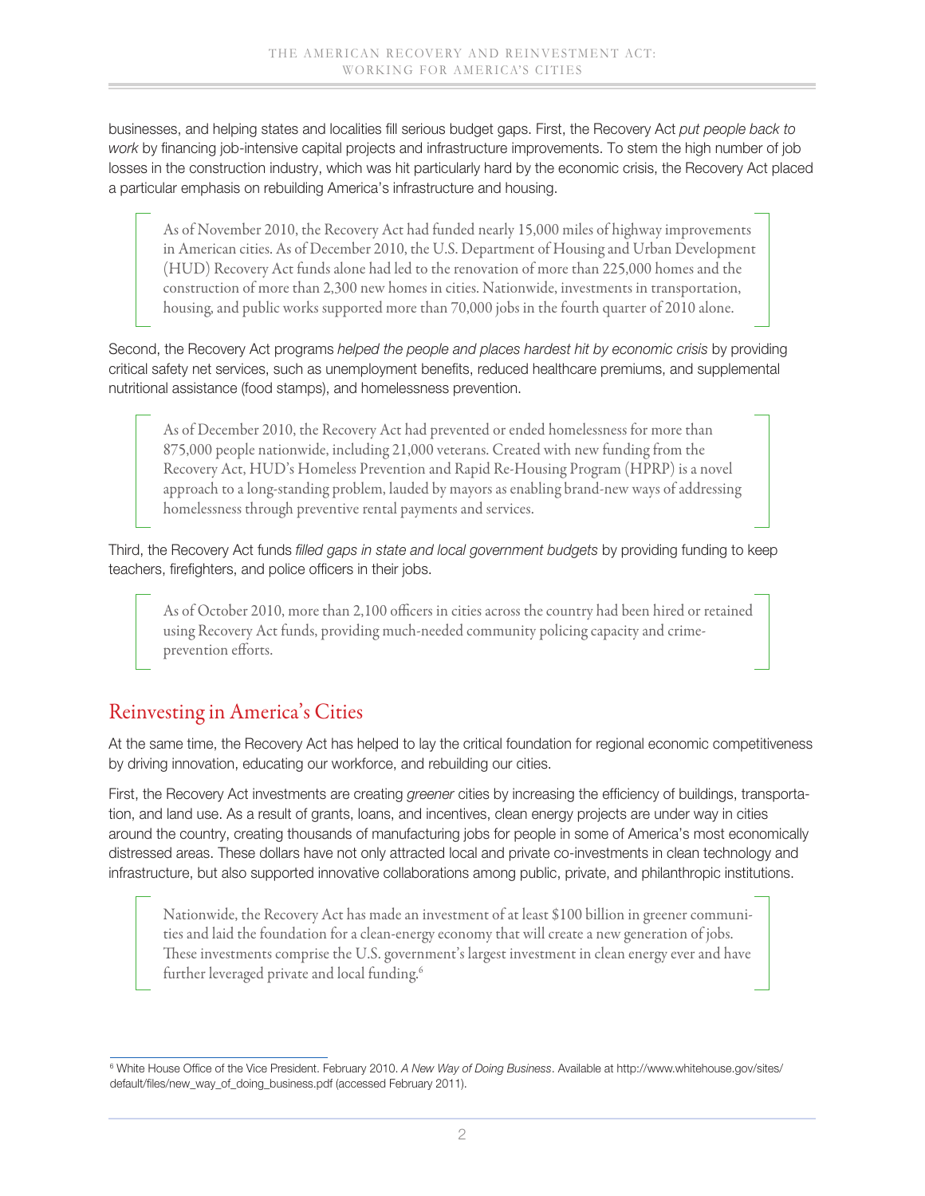businesses, and helping states and localities fill serious budget gaps. First, the Recovery Act *put people back to work* by financing job-intensive capital projects and infrastructure improvements. To stem the high number of job losses in the construction industry, which was hit particularly hard by the economic crisis, the Recovery Act placed a particular emphasis on rebuilding America's infrastructure and housing.

> As of November 2010, the Recovery Act had funded nearly 15,000 miles of highway improvements in American cities. As of December 2010, the U.S. Department of Housing and Urban Development (HUD) Recovery Act funds alone had led to the renovation of more than 225,000 homes and the construction of more than 2,300 new homes in cities. Nationwide, investments in transportation, housing, and public works supported more than 70,000 jobs in the fourth quarter of 2010 alone.

Second, the Recovery Act programs *helped the people and places hardest hit by economic crisis* by providing critical safety net services, such as unemployment benefits, reduced healthcare premiums, and supplemental nutritional assistance (food stamps), and homelessness prevention.

> As of December 2010, the Recovery Act had prevented or ended homelessness for more than 875,000 people nationwide, including 21,000 veterans. Created with new funding from the Recovery Act, HUD's Homeless Prevention and Rapid Re-Housing Program (HPRP) is a novel approach to a long-standing problem, lauded by mayors as enabling brand-new ways of addressing homelessness through preventive rental payments and services.

Third, the Recovery Act funds *filled gaps in state and local government budgets* by providing funding to keep teachers, firefighters, and police officers in their jobs.

> As of October 2010, more than 2,100 officers in cities across the country had been hired or retained using Recovery Act funds, providing much-needed community policing capacity and crime-prevention efforts.

## Reinvesting in America's Cities

At the same time, the Recovery Act has helped to lay the critical foundation for regional economic competitiveness by driving innovation, educating our workforce, and rebuilding our cities.

First, the Recovery Act investments are creating *greener* cities by increasing the efficiency of buildings, transportation, and land use. As a result of grants, loans, and incentives, clean energy projects are under way in cities around the country, creating thousands of manufacturing jobs for people in some of America's most economically distressed areas. These dollars have not only attracted local and private co-investments in clean technology and infrastructure, but also supported innovative collaborations among public, private, and philanthropic institutions.

> Nationwide, the Recovery Act has made an investment of at least $100 billion in greener communities and laid the foundation for a clean-energy economy that will create a new generation of jobs. These investments comprise the U.S. government's largest investment in clean energy ever and have further leveraged private and local funding.[6]

---

[6] White House Office of the Vice President. February 2010. *A New Way of Doing Business*. Available at http://www.whitehouse.gov/sites/default/files/new_way_of_doing_business.pdf (accessed February 2011).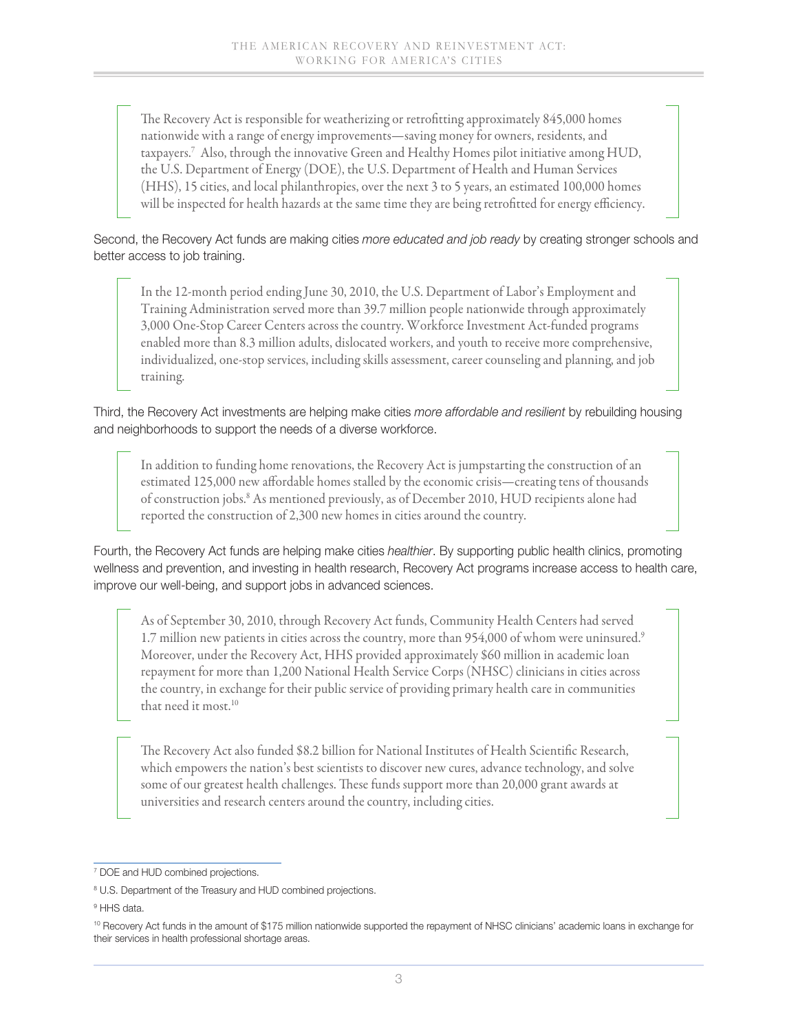The Recovery Act is responsible for weatherizing or retrofitting approximately 845,000 homes nationwide with a range of energy improvements—saving money for owners, residents, and taxpayers.[7] Also, through the innovative Green and Healthy Homes pilot initiative among HUD, the U.S. Department of Energy (DOE), the U.S. Department of Health and Human Services (HHS), 15 cities, and local philanthropies, over the next 3 to 5 years, an estimated 100,000 homes will be inspected for health hazards at the same time they are being retrofitted for energy efficiency.

Second, the Recovery Act funds are making cities *more educated and job ready* by creating stronger schools and better access to job training.

In the 12-month period ending June 30, 2010, the U.S. Department of Labor's Employment and Training Administration served more than 39.7 million people nationwide through approximately 3,000 One-Stop Career Centers across the country. Workforce Investment Act-funded programs enabled more than 8.3 million adults, dislocated workers, and youth to receive more comprehensive, individualized, one-stop services, including skills assessment, career counseling and planning, and job training.

Third, the Recovery Act investments are helping make cities *more affordable and resilient* by rebuilding housing and neighborhoods to support the needs of a diverse workforce.

In addition to funding home renovations, the Recovery Act is jumpstarting the construction of an estimated 125,000 new affordable homes stalled by the economic crisis—creating tens of thousands of construction jobs.[8] As mentioned previously, as of December 2010, HUD recipients alone had reported the construction of 2,300 new homes in cities around the country.

Fourth, the Recovery Act funds are helping make cities *healthier*. By supporting public health clinics, promoting wellness and prevention, and investing in health research, Recovery Act programs increase access to health care, improve our well-being, and support jobs in advanced sciences.

As of September 30, 2010, through Recovery Act funds, Community Health Centers had served 1.7 million new patients in cities across the country, more than 954,000 of whom were uninsured.[9] Moreover, under the Recovery Act, HHS provided approximately $60 million in academic loan repayment for more than 1,200 National Health Service Corps (NHSC) clinicians in cities across the country, in exchange for their public service of providing primary health care in communities that need it most.[10]

The Recovery Act also funded $8.2 billion for National Institutes of Health Scientific Research, which empowers the nation's best scientists to discover new cures, advance technology, and solve some of our greatest health challenges. These funds support more than 20,000 grant awards at universities and research centers around the country, including cities.

---

[7] DOE and HUD combined projections.

[8] U.S. Department of the Treasury and HUD combined projections.

[9] HHS data.

[10] Recovery Act funds in the amount of $175 million nationwide supported the repayment of NHSC clinicians' academic loans in exchange for their services in health professional shortage areas.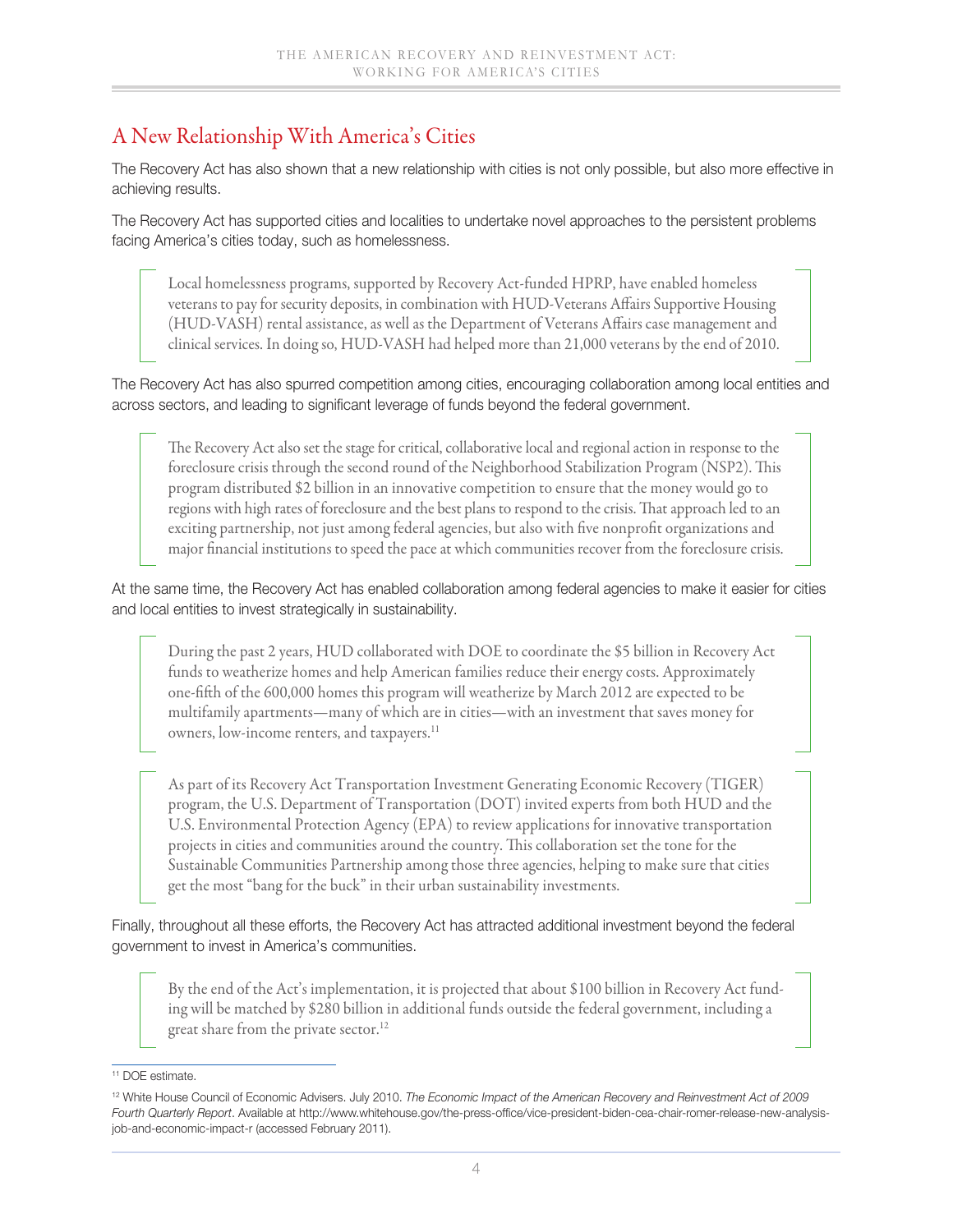## A New Relationship With America's Cities

The Recovery Act has also shown that a new relationship with cities is not only possible, but also more effective in achieving results.

The Recovery Act has supported cities and localities to undertake novel approaches to the persistent problems facing America's cities today, such as homelessness.

> Local homelessness programs, supported by Recovery Act-funded HPRP, have enabled homeless veterans to pay for security deposits, in combination with HUD-Veterans Affairs Supportive Housing (HUD-VASH) rental assistance, as well as the Department of Veterans Affairs case management and clinical services. In doing so, HUD-VASH had helped more than 21,000 veterans by the end of 2010.

The Recovery Act has also spurred competition among cities, encouraging collaboration among local entities and across sectors, and leading to significant leverage of funds beyond the federal government.

> The Recovery Act also set the stage for critical, collaborative local and regional action in response to the foreclosure crisis through the second round of the Neighborhood Stabilization Program (NSP2). This program distributed $2 billion in an innovative competition to ensure that the money would go to regions with high rates of foreclosure and the best plans to respond to the crisis. That approach led to an exciting partnership, not just among federal agencies, but also with five nonprofit organizations and major financial institutions to speed the pace at which communities recover from the foreclosure crisis.

At the same time, the Recovery Act has enabled collaboration among federal agencies to make it easier for cities and local entities to invest strategically in sustainability.

> During the past 2 years, HUD collaborated with DOE to coordinate the $5 billion in Recovery Act funds to weatherize homes and help American families reduce their energy costs. Approximately one-fifth of the 600,000 homes this program will weatherize by March 2012 are expected to be multifamily apartments—many of which are in cities—with an investment that saves money for owners, low-income renters, and taxpayers.[11]

> As part of its Recovery Act Transportation Investment Generating Economic Recovery (TIGER) program, the U.S. Department of Transportation (DOT) invited experts from both HUD and the U.S. Environmental Protection Agency (EPA) to review applications for innovative transportation projects in cities and communities around the country. This collaboration set the tone for the Sustainable Communities Partnership among those three agencies, helping to make sure that cities get the most "bang for the buck" in their urban sustainability investments.

Finally, throughout all these efforts, the Recovery Act has attracted additional investment beyond the federal government to invest in America's communities.

> By the end of the Act's implementation, it is projected that about $100 billion in Recovery Act funding will be matched by $280 billion in additional funds outside the federal government, including a great share from the private sector.[12]

---

[11] DOE estimate.

[12] White House Council of Economic Advisers. July 2010. *The Economic Impact of the American Recovery and Reinvestment Act of 2009 Fourth Quarterly Report*. Available at http://www.whitehouse.gov/the-press-office/vice-president-biden-cea-chair-romer-release-new-analysis-job-and-economic-impact-r (accessed February 2011).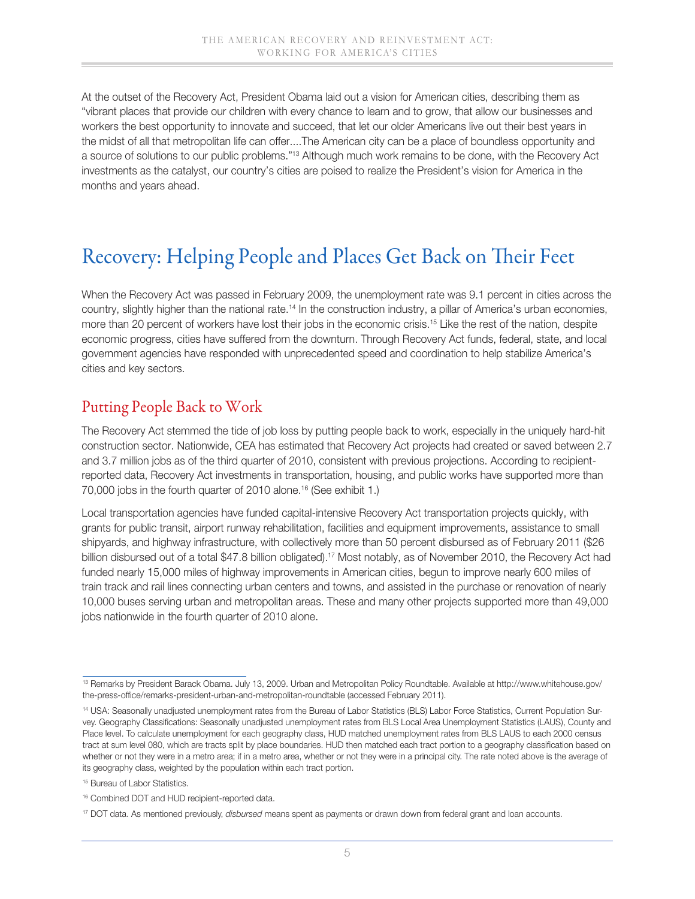At the outset of the Recovery Act, President Obama laid out a vision for American cities, describing them as "vibrant places that provide our children with every chance to learn and to grow, that allow our businesses and workers the best opportunity to innovate and succeed, that let our older Americans live out their best years in the midst of all that metropolitan life can offer....The American city can be a place of boundless opportunity and a source of solutions to our public problems."[13] Although much work remains to be done, with the Recovery Act investments as the catalyst, our country's cities are poised to realize the President's vision for America in the months and years ahead.

# Recovery: Helping People and Places Get Back on Their Feet

When the Recovery Act was passed in February 2009, the unemployment rate was 9.1 percent in cities across the country, slightly higher than the national rate.[14] In the construction industry, a pillar of America's urban economies, more than 20 percent of workers have lost their jobs in the economic crisis.[15] Like the rest of the nation, despite economic progress, cities have suffered from the downturn. Through Recovery Act funds, federal, state, and local government agencies have responded with unprecedented speed and coordination to help stabilize America's cities and key sectors.

## Putting People Back to Work

The Recovery Act stemmed the tide of job loss by putting people back to work, especially in the uniquely hard-hit construction sector. Nationwide, CEA has estimated that Recovery Act projects had created or saved between 2.7 and 3.7 million jobs as of the third quarter of 2010, consistent with previous projections. According to recipient-reported data, Recovery Act investments in transportation, housing, and public works have supported more than 70,000 jobs in the fourth quarter of 2010 alone.[16] (See exhibit 1.)

Local transportation agencies have funded capital-intensive Recovery Act transportation projects quickly, with grants for public transit, airport runway rehabilitation, facilities and equipment improvements, assistance to small shipyards, and highway infrastructure, with collectively more than 50 percent disbursed as of February 2011 ($26 billion disbursed out of a total $47.8 billion obligated).[17] Most notably, as of November 2010, the Recovery Act had funded nearly 15,000 miles of highway improvements in American cities, begun to improve nearly 600 miles of train track and rail lines connecting urban centers and towns, and assisted in the purchase or renovation of nearly 10,000 buses serving urban and metropolitan areas. These and many other projects supported more than 49,000 jobs nationwide in the fourth quarter of 2010 alone.

---

[13] Remarks by President Barack Obama. July 13, 2009. Urban and Metropolitan Policy Roundtable. Available at http://www.whitehouse.gov/the-press-office/remarks-president-urban-and-metropolitan-roundtable (accessed February 2011).

[14] USA: Seasonally unadjusted unemployment rates from the Bureau of Labor Statistics (BLS) Labor Force Statistics, Current Population Survey. Geography Classifications: Seasonally unadjusted unemployment rates from BLS Local Area Unemployment Statistics (LAUS), County and Place level. To calculate unemployment for each geography class, HUD matched unemployment rates from BLS LAUS to each 2000 census tract at sum level 080, which are tracts split by place boundaries. HUD then matched each tract portion to a geography classification based on whether or not they were in a metro area; if in a metro area, whether or not they were in a principal city. The rate noted above is the average of its geography class, weighted by the population within each tract portion.

[15] Bureau of Labor Statistics.

[16] Combined DOT and HUD recipient-reported data.

[17] DOT data. As mentioned previously, *disbursed* means spent as payments or drawn down from federal grant and loan accounts.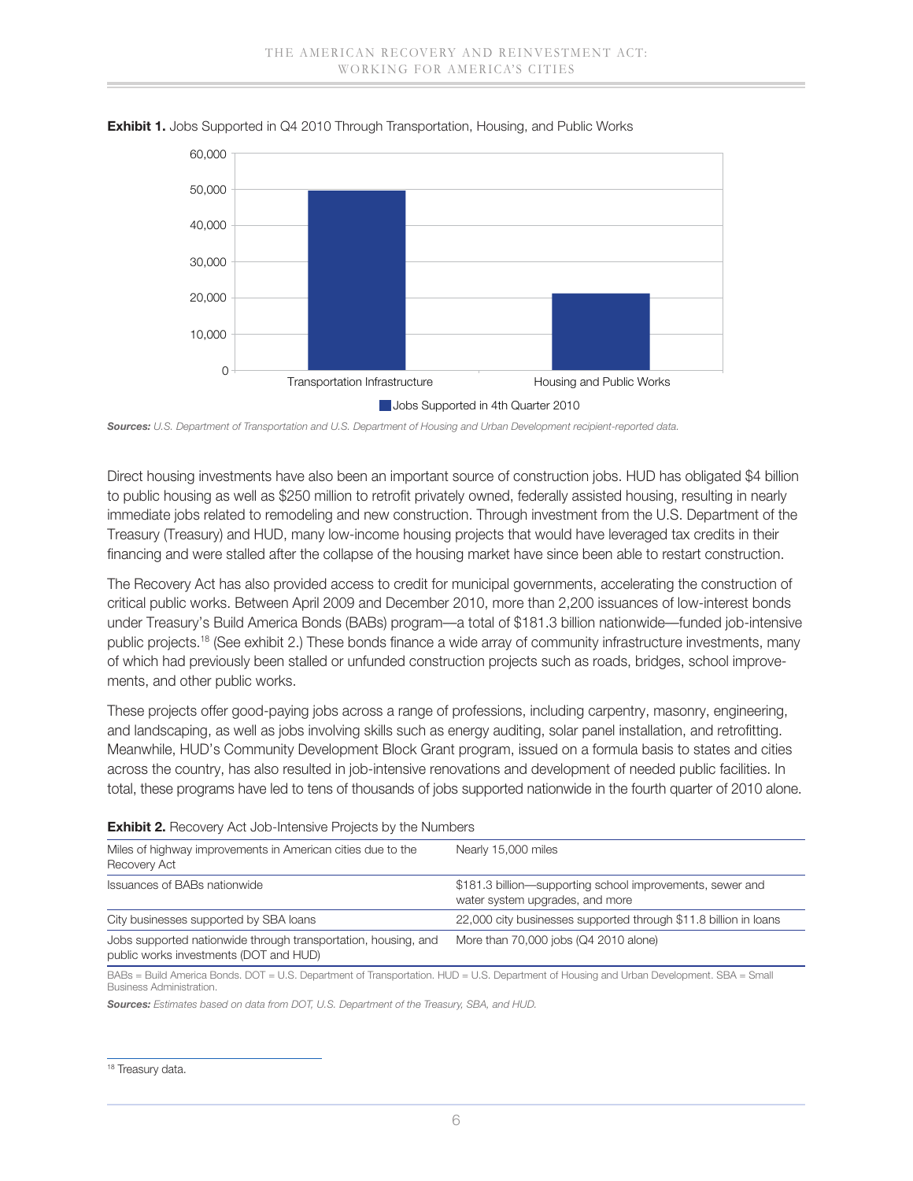**Exhibit 1.** Jobs Supported in Q4 2010 Through Transportation, Housing, and Public Works

***Sources:*** *U.S. Department of Transportation and U.S. Department of Housing and Urban Development recipient-reported data.*

Direct housing investments have also been an important source of construction jobs. HUD has obligated $4 billion to public housing as well as $250 million to retrofit privately owned, federally assisted housing, resulting in nearly immediate jobs related to remodeling and new construction. Through investment from the U.S. Department of the Treasury (Treasury) and HUD, many low-income housing projects that would have leveraged tax credits in their financing and were stalled after the collapse of the housing market have since been able to restart construction.

The Recovery Act has also provided access to credit for municipal governments, accelerating the construction of critical public works. Between April 2009 and December 2010, more than 2,200 issuances of low-interest bonds under Treasury's Build America Bonds (BABs) program—a total of $181.3 billion nationwide—funded job-intensive public projects.[18] (See exhibit 2.) These bonds finance a wide array of community infrastructure investments, many of which had previously been stalled or unfunded construction projects such as roads, bridges, school improvements, and other public works.

These projects offer good-paying jobs across a range of professions, including carpentry, masonry, engineering, and landscaping, as well as jobs involving skills such as energy auditing, solar panel installation, and retrofitting. Meanwhile, HUD's Community Development Block Grant program, issued on a formula basis to states and cities across the country, has also resulted in job-intensive renovations and development of needed public facilities. In total, these programs have led to tens of thousands of jobs supported nationwide in the fourth quarter of 2010 alone.

**Exhibit 2.** Recovery Act Job-Intensive Projects by the Numbers

| | |
|---|---|
| Miles of highway improvements in American cities due to the Recovery Act | Nearly 15,000 miles |
| Issuances of BABs nationwide | $181.3 billion—supporting school improvements, sewer and water system upgrades, and more |
| City businesses supported by SBA loans | 22,000 city businesses supported through $11.8 billion in loans |
| Jobs supported nationwide through transportation, housing, and public works investments (DOT and HUD) | More than 70,000 jobs (Q4 2010 alone) |

BABs = Build America Bonds. DOT = U.S. Department of Transportation. HUD = U.S. Department of Housing and Urban Development. SBA = Small Business Administration.

***Sources:*** *Estimates based on data from DOT, U.S. Department of the Treasury, SBA, and HUD.*

[18] Treasury data.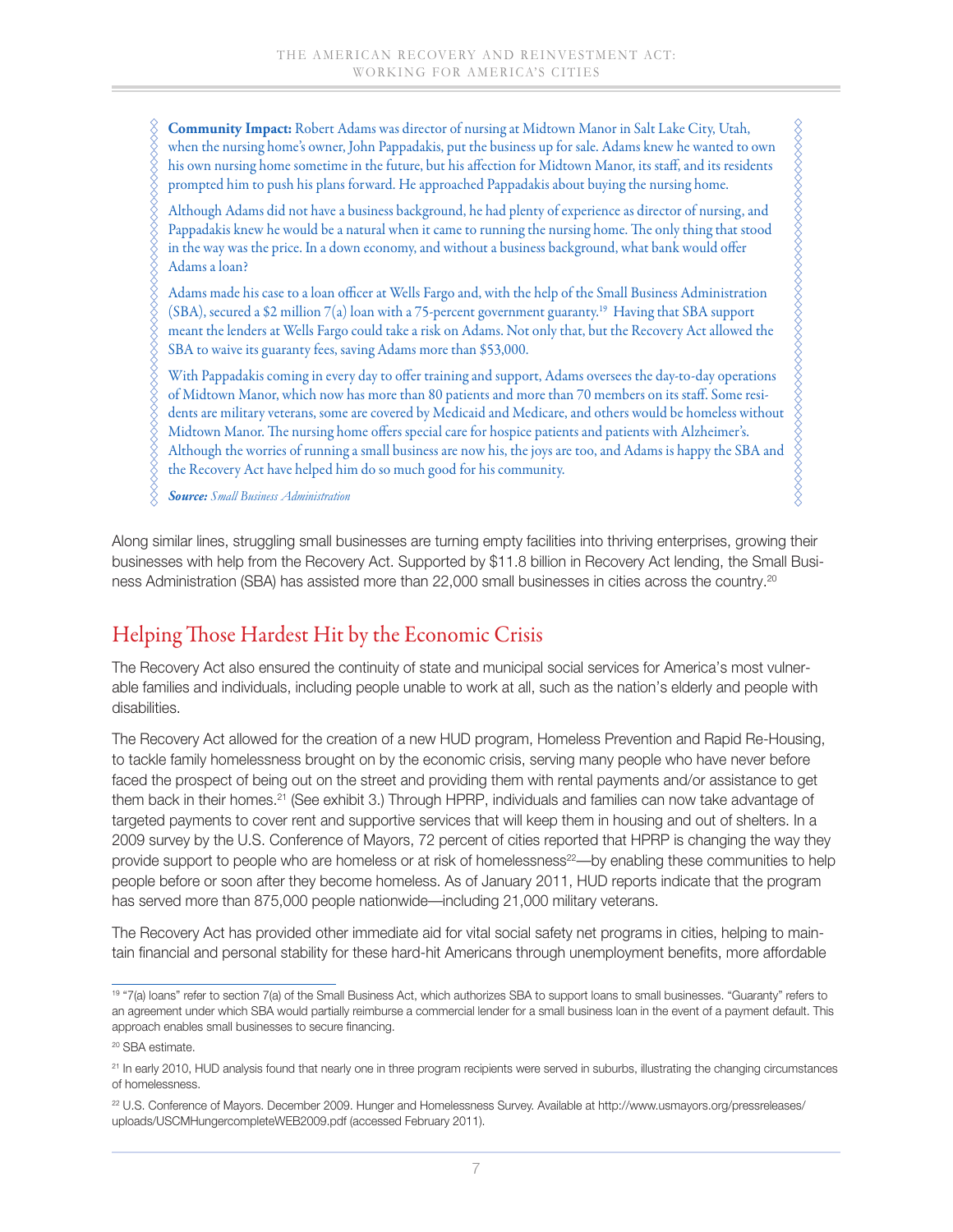**Community Impact:** Robert Adams was director of nursing at Midtown Manor in Salt Lake City, Utah, when the nursing home's owner, John Pappadakis, put the business up for sale. Adams knew he wanted to own his own nursing home sometime in the future, but his affection for Midtown Manor, its staff, and its residents prompted him to push his plans forward. He approached Pappadakis about buying the nursing home.

Although Adams did not have a business background, he had plenty of experience as director of nursing, and Pappadakis knew he would be a natural when it came to running the nursing home. The only thing that stood in the way was the price. In a down economy, and without a business background, what bank would offer Adams a loan?

Adams made his case to a loan officer at Wells Fargo and, with the help of the Small Business Administration (SBA), secured a $2 million 7(a) loan with a 75-percent government guaranty.[19] Having that SBA support meant the lenders at Wells Fargo could take a risk on Adams. Not only that, but the Recovery Act allowed the SBA to waive its guaranty fees, saving Adams more than $53,000.

With Pappadakis coming in every day to offer training and support, Adams oversees the day-to-day operations of Midtown Manor, which now has more than 80 patients and more than 70 members on its staff. Some residents are military veterans, some are covered by Medicaid and Medicare, and others would be homeless without Midtown Manor. The nursing home offers special care for hospice patients and patients with Alzheimer's. Although the worries of running a small business are now his, the joys are too, and Adams is happy the SBA and the Recovery Act have helped him do so much good for his community.

***Source:*** *Small Business Administration*

Along similar lines, struggling small businesses are turning empty facilities into thriving enterprises, growing their businesses with help from the Recovery Act. Supported by $11.8 billion in Recovery Act lending, the Small Business Administration (SBA) has assisted more than 22,000 small businesses in cities across the country.[20]

## Helping Those Hardest Hit by the Economic Crisis

The Recovery Act also ensured the continuity of state and municipal social services for America's most vulnerable families and individuals, including people unable to work at all, such as the nation's elderly and people with disabilities.

The Recovery Act allowed for the creation of a new HUD program, Homeless Prevention and Rapid Re-Housing, to tackle family homelessness brought on by the economic crisis, serving many people who have never before faced the prospect of being out on the street and providing them with rental payments and/or assistance to get them back in their homes.[21] (See exhibit 3.) Through HPRP, individuals and families can now take advantage of targeted payments to cover rent and supportive services that will keep them in housing and out of shelters. In a 2009 survey by the U.S. Conference of Mayors, 72 percent of cities reported that HPRP is changing the way they provide support to people who are homeless or at risk of homelessness[22]—by enabling these communities to help people before or soon after they become homeless. As of January 2011, HUD reports indicate that the program has served more than 875,000 people nationwide—including 21,000 military veterans.

The Recovery Act has provided other immediate aid for vital social safety net programs in cities, helping to maintain financial and personal stability for these hard-hit Americans through unemployment benefits, more affordable

---

[19] "7(a) loans" refer to section 7(a) of the Small Business Act, which authorizes SBA to support loans to small businesses. "Guaranty" refers to an agreement under which SBA would partially reimburse a commercial lender for a small business loan in the event of a payment default. This approach enables small businesses to secure financing.

[20] SBA estimate.

[21] In early 2010, HUD analysis found that nearly one in three program recipients were served in suburbs, illustrating the changing circumstances of homelessness.

[22] U.S. Conference of Mayors. December 2009. Hunger and Homelessness Survey. Available at http://www.usmayors.org/pressreleases/uploads/USCMHungercompleteWEB2009.pdf (accessed February 2011).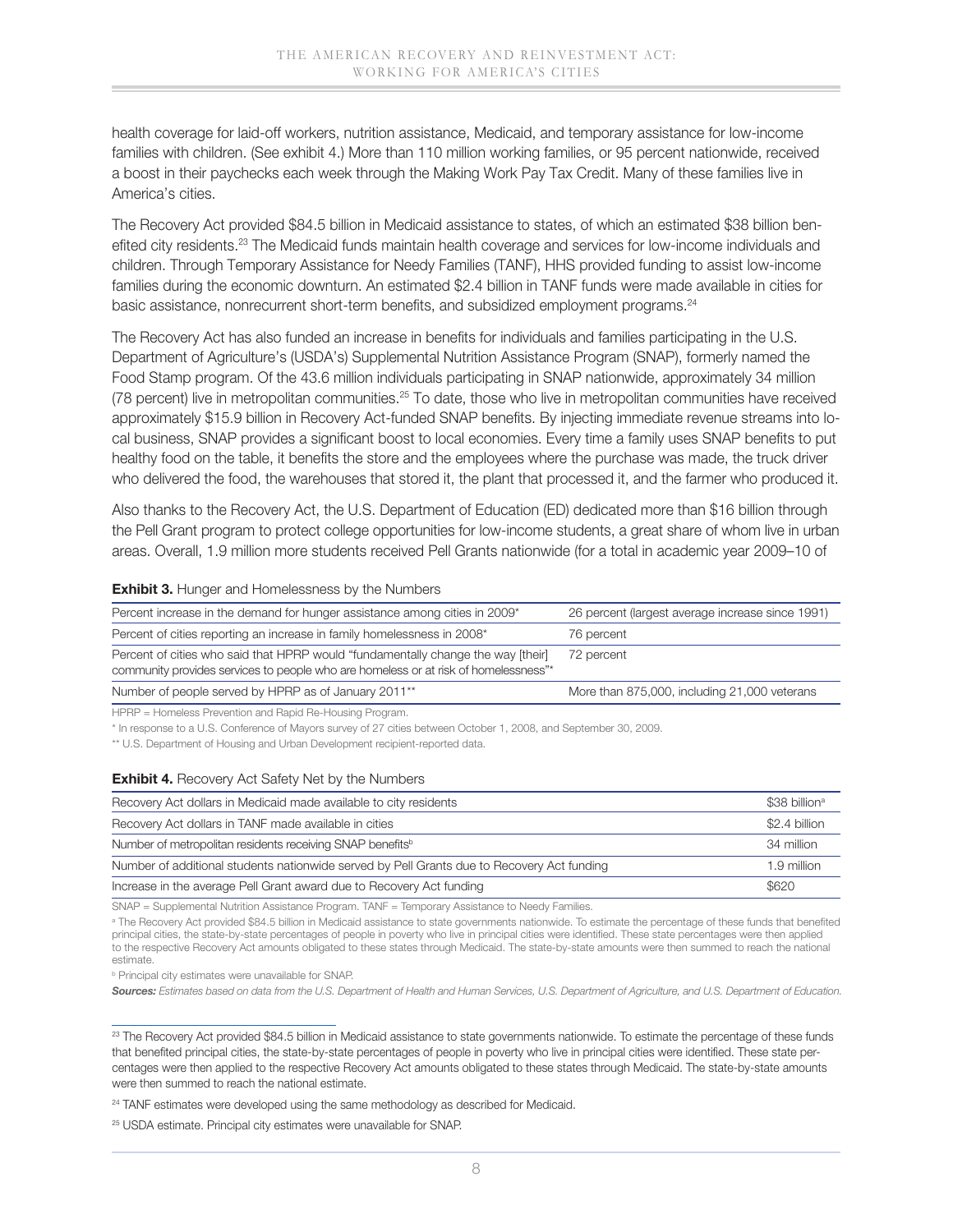health coverage for laid-off workers, nutrition assistance, Medicaid, and temporary assistance for low-income families with children. (See exhibit 4.) More than 110 million working families, or 95 percent nationwide, received a boost in their paychecks each week through the Making Work Pay Tax Credit. Many of these families live in America's cities.

The Recovery Act provided $84.5 billion in Medicaid assistance to states, of which an estimated $38 billion benefited city residents.[23] The Medicaid funds maintain health coverage and services for low-income individuals and children. Through Temporary Assistance for Needy Families (TANF), HHS provided funding to assist low-income families during the economic downturn. An estimated $2.4 billion in TANF funds were made available in cities for basic assistance, nonrecurrent short-term benefits, and subsidized employment programs.[24]

The Recovery Act has also funded an increase in benefits for individuals and families participating in the U.S. Department of Agriculture's (USDA's) Supplemental Nutrition Assistance Program (SNAP), formerly named the Food Stamp program. Of the 43.6 million individuals participating in SNAP nationwide, approximately 34 million (78 percent) live in metropolitan communities.[25] To date, those who live in metropolitan communities have received approximately $15.9 billion in Recovery Act-funded SNAP benefits. By injecting immediate revenue streams into local business, SNAP provides a significant boost to local economies. Every time a family uses SNAP benefits to put healthy food on the table, it benefits the store and the employees where the purchase was made, the truck driver who delivered the food, the warehouses that stored it, the plant that processed it, and the farmer who produced it.

Also thanks to the Recovery Act, the U.S. Department of Education (ED) dedicated more than $16 billion through the Pell Grant program to protect college opportunities for low-income students, a great share of whom live in urban areas. Overall, 1.9 million more students received Pell Grants nationwide (for a total in academic year 2009–10 of

**Exhibit 3.** Hunger and Homelessness by the Numbers

| | |
|---|---|
| Percent increase in the demand for hunger assistance among cities in 2009* | 26 percent (largest average increase since 1991) |
| Percent of cities reporting an increase in family homelessness in 2008* | 76 percent |
| Percent of cities who said that HPRP would "fundamentally change the way [their] community provides services to people who are homeless or at risk of homelessness"* | 72 percent |
| Number of people served by HPRP as of January 2011** | More than 875,000, including 21,000 veterans |

HPRP = Homeless Prevention and Rapid Re-Housing Program.

* In response to a U.S. Conference of Mayors survey of 27 cities between October 1, 2008, and September 30, 2009.

** U.S. Department of Housing and Urban Development recipient-reported data.

**Exhibit 4.** Recovery Act Safety Net by the Numbers

| | |
|---|---|
| Recovery Act dollars in Medicaid made available to city residents | $38 billion[a] |
| Recovery Act dollars in TANF made available in cities | $2.4 billion |
| Number of metropolitan residents receiving SNAP benefits[b] | 34 million |
| Number of additional students nationwide served by Pell Grants due to Recovery Act funding | 1.9 million |
| Increase in the average Pell Grant award due to Recovery Act funding | $620 |

SNAP = Supplemental Nutrition Assistance Program. TANF = Temporary Assistance to Needy Families.

[a] The Recovery Act provided $84.5 billion in Medicaid assistance to state governments nationwide. To estimate the percentage of these funds that benefited principal cities, the state-by-state percentages of people in poverty who live in principal cities were identified. These state percentages were then applied to the respective Recovery Act amounts obligated to these states through Medicaid. The state-by-state amounts were then summed to reach the national estimate.

[b] Principal city estimates were unavailable for SNAP.

***Sources:*** *Estimates based on data from the U.S. Department of Health and Human Services, U.S. Department of Agriculture, and U.S. Department of Education.*

---

[23] The Recovery Act provided $84.5 billion in Medicaid assistance to state governments nationwide. To estimate the percentage of these funds that benefited principal cities, the state-by-state percentages of people in poverty who live in principal cities were identified. These state percentages were then applied to the respective Recovery Act amounts obligated to these states through Medicaid. The state-by-state amounts were then summed to reach the national estimate.

[24] TANF estimates were developed using the same methodology as described for Medicaid.

[25] USDA estimate. Principal city estimates were unavailable for SNAP.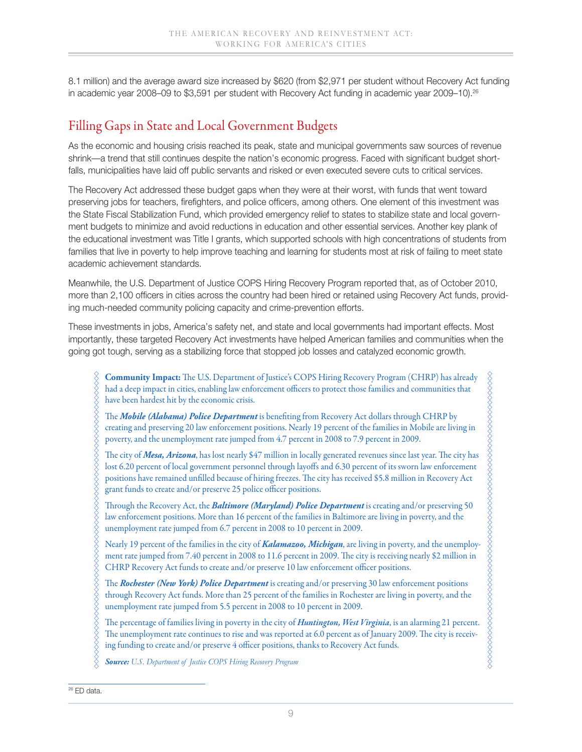8.1 million) and the average award size increased by $620 (from $2,971 per student without Recovery Act funding in academic year 2008–09 to $3,591 per student with Recovery Act funding in academic year 2009–10).[26]

## Filling Gaps in State and Local Government Budgets

As the economic and housing crisis reached its peak, state and municipal governments saw sources of revenue shrink—a trend that still continues despite the nation's economic progress. Faced with significant budget shortfalls, municipalities have laid off public servants and risked or even executed severe cuts to critical services.

The Recovery Act addressed these budget gaps when they were at their worst, with funds that went toward preserving jobs for teachers, firefighters, and police officers, among others. One element of this investment was the State Fiscal Stabilization Fund, which provided emergency relief to states to stabilize state and local government budgets to minimize and avoid reductions in education and other essential services. Another key plank of the educational investment was Title I grants, which supported schools with high concentrations of students from families that live in poverty to help improve teaching and learning for students most at risk of failing to meet state academic achievement standards.

Meanwhile, the U.S. Department of Justice COPS Hiring Recovery Program reported that, as of October 2010, more than 2,100 officers in cities across the country had been hired or retained using Recovery Act funds, providing much-needed community policing capacity and crime-prevention efforts.

These investments in jobs, America's safety net, and state and local governments had important effects. Most importantly, these targeted Recovery Act investments have helped American families and communities when the going got tough, serving as a stabilizing force that stopped job losses and catalyzed economic growth.

> **Community Impact:** The U.S. Department of Justice's COPS Hiring Recovery Program (CHRP) has already had a deep impact in cities, enabling law enforcement officers to protect those families and communities that have been hardest hit by the economic crisis.
>
> The ***Mobile (Alabama) Police Department*** is benefiting from Recovery Act dollars through CHRP by creating and preserving 20 law enforcement positions. Nearly 19 percent of the families in Mobile are living in poverty, and the unemployment rate jumped from 4.7 percent in 2008 to 7.9 percent in 2009.
>
> The city of ***Mesa, Arizona***, has lost nearly $47 million in locally generated revenues since last year. The city has lost 6.20 percent of local government personnel through layoffs and 6.30 percent of its sworn law enforcement positions have remained unfilled because of hiring freezes. The city has received $5.8 million in Recovery Act grant funds to create and/or preserve 25 police officer positions.
>
> Through the Recovery Act, the ***Baltimore (Maryland) Police Department*** is creating and/or preserving 50 law enforcement positions. More than 16 percent of the families in Baltimore are living in poverty, and the unemployment rate jumped from 6.7 percent in 2008 to 10 percent in 2009.
>
> Nearly 19 percent of the families in the city of ***Kalamazoo, Michigan***, are living in poverty, and the unemployment rate jumped from 7.40 percent in 2008 to 11.6 percent in 2009. The city is receiving nearly $2 million in CHRP Recovery Act funds to create and/or preserve 10 law enforcement officer positions.
>
> The ***Rochester (New York) Police Department*** is creating and/or preserving 30 law enforcement positions through Recovery Act funds. More than 25 percent of the families in Rochester are living in poverty, and the unemployment rate jumped from 5.5 percent in 2008 to 10 percent in 2009.
>
> The percentage of families living in poverty in the city of ***Huntington, West Virginia***, is an alarming 21 percent. The unemployment rate continues to rise and was reported at 6.0 percent as of January 2009. The city is receiving funding to create and/or preserve 4 officer positions, thanks to Recovery Act funds.
>
> ***Source:*** *U.S. Department of Justice COPS Hiring Recovery Program*

[26] ED data.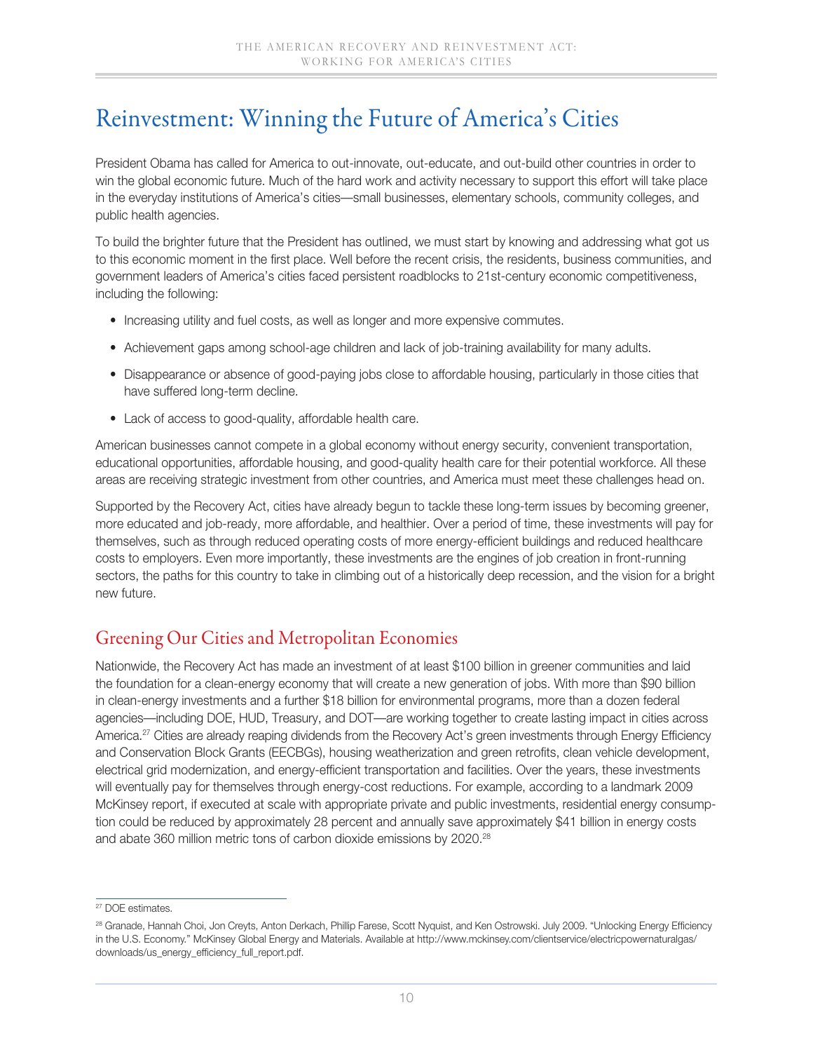# Reinvestment: Winning the Future of America's Cities

President Obama has called for America to out-innovate, out-educate, and out-build other countries in order to win the global economic future. Much of the hard work and activity necessary to support this effort will take place in the everyday institutions of America's cities—small businesses, elementary schools, community colleges, and public health agencies.

To build the brighter future that the President has outlined, we must start by knowing and addressing what got us to this economic moment in the first place. Well before the recent crisis, the residents, business communities, and government leaders of America's cities faced persistent roadblocks to 21st-century economic competitiveness, including the following:

- Increasing utility and fuel costs, as well as longer and more expensive commutes.
- Achievement gaps among school-age children and lack of job-training availability for many adults.
- Disappearance or absence of good-paying jobs close to affordable housing, particularly in those cities that have suffered long-term decline.
- Lack of access to good-quality, affordable health care.

American businesses cannot compete in a global economy without energy security, convenient transportation, educational opportunities, affordable housing, and good-quality health care for their potential workforce. All these areas are receiving strategic investment from other countries, and America must meet these challenges head on.

Supported by the Recovery Act, cities have already begun to tackle these long-term issues by becoming greener, more educated and job-ready, more affordable, and healthier. Over a period of time, these investments will pay for themselves, such as through reduced operating costs of more energy-efficient buildings and reduced healthcare costs to employers. Even more importantly, these investments are the engines of job creation in front-running sectors, the paths for this country to take in climbing out of a historically deep recession, and the vision for a bright new future.

## Greening Our Cities and Metropolitan Economies

Nationwide, the Recovery Act has made an investment of at least $100 billion in greener communities and laid the foundation for a clean-energy economy that will create a new generation of jobs. With more than $90 billion in clean-energy investments and a further $18 billion for environmental programs, more than a dozen federal agencies—including DOE, HUD, Treasury, and DOT—are working together to create lasting impact in cities across America.[27] Cities are already reaping dividends from the Recovery Act's green investments through Energy Efficiency and Conservation Block Grants (EECBGs), housing weatherization and green retrofits, clean vehicle development, electrical grid modernization, and energy-efficient transportation and facilities. Over the years, these investments will eventually pay for themselves through energy-cost reductions. For example, according to a landmark 2009 McKinsey report, if executed at scale with appropriate private and public investments, residential energy consumption could be reduced by approximately 28 percent and annually save approximately $41 billion in energy costs and abate 360 million metric tons of carbon dioxide emissions by 2020.[28]

---

[27] DOE estimates.

[28] Granade, Hannah Choi, Jon Creyts, Anton Derkach, Phillip Farese, Scott Nyquist, and Ken Ostrowski. July 2009. "Unlocking Energy Efficiency in the U.S. Economy." McKinsey Global Energy and Materials. Available at http://www.mckinsey.com/clientservice/electricpowernaturalgas/downloads/us_energy_efficiency_full_report.pdf.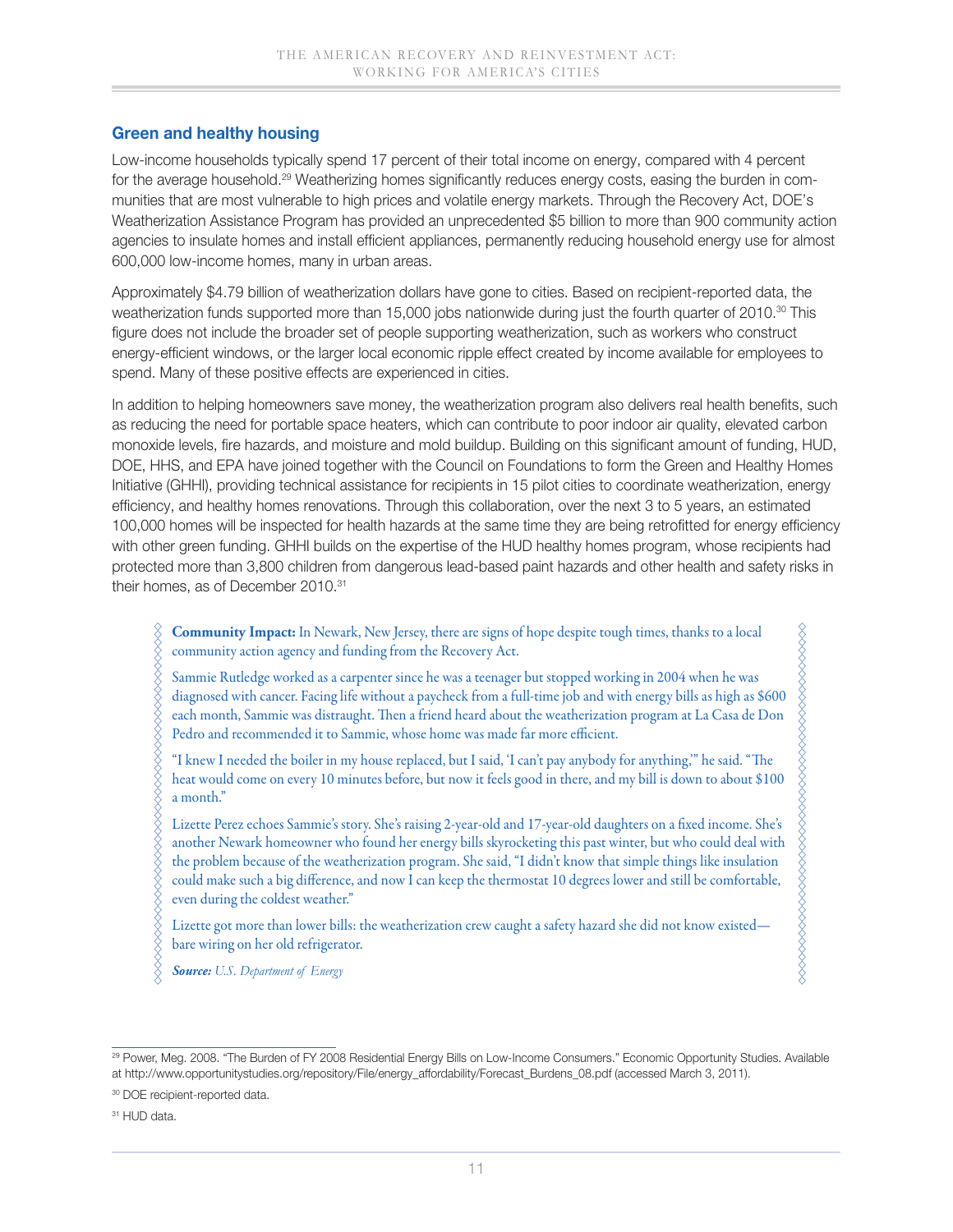## Green and healthy housing

Low-income households typically spend 17 percent of their total income on energy, compared with 4 percent for the average household.[29] Weatherizing homes significantly reduces energy costs, easing the burden in communities that are most vulnerable to high prices and volatile energy markets. Through the Recovery Act, DOE's Weatherization Assistance Program has provided an unprecedented $5 billion to more than 900 community action agencies to insulate homes and install efficient appliances, permanently reducing household energy use for almost 600,000 low-income homes, many in urban areas.

Approximately $4.79 billion of weatherization dollars have gone to cities. Based on recipient-reported data, the weatherization funds supported more than 15,000 jobs nationwide during just the fourth quarter of 2010.[30] This figure does not include the broader set of people supporting weatherization, such as workers who construct energy-efficient windows, or the larger local economic ripple effect created by income available for employees to spend. Many of these positive effects are experienced in cities.

In addition to helping homeowners save money, the weatherization program also delivers real health benefits, such as reducing the need for portable space heaters, which can contribute to poor indoor air quality, elevated carbon monoxide levels, fire hazards, and moisture and mold buildup. Building on this significant amount of funding, HUD, DOE, HHS, and EPA have joined together with the Council on Foundations to form the Green and Healthy Homes Initiative (GHHI), providing technical assistance for recipients in 15 pilot cities to coordinate weatherization, energy efficiency, and healthy homes renovations. Through this collaboration, over the next 3 to 5 years, an estimated 100,000 homes will be inspected for health hazards at the same time they are being retrofitted for energy efficiency with other green funding. GHHI builds on the expertise of the HUD healthy homes program, whose recipients had protected more than 3,800 children from dangerous lead-based paint hazards and other health and safety risks in their homes, as of December 2010.[31]

**Community Impact:** In Newark, New Jersey, there are signs of hope despite tough times, thanks to a local community action agency and funding from the Recovery Act.

Sammie Rutledge worked as a carpenter since he was a teenager but stopped working in 2004 when he was diagnosed with cancer. Facing life without a paycheck from a full-time job and with energy bills as high as $600 each month, Sammie was distraught. Then a friend heard about the weatherization program at La Casa de Don Pedro and recommended it to Sammie, whose home was made far more efficient.

"I knew I needed the boiler in my house replaced, but I said, 'I can't pay anybody for anything,'" he said. "The heat would come on every 10 minutes before, but now it feels good in there, and my bill is down to about $100 a month."

Lizette Perez echoes Sammie's story. She's raising 2-year-old and 17-year-old daughters on a fixed income. She's another Newark homeowner who found her energy bills skyrocketing this past winter, but who could deal with the problem because of the weatherization program. She said, "I didn't know that simple things like insulation could make such a big difference, and now I can keep the thermostat 10 degrees lower and still be comfortable, even during the coldest weather."

Lizette got more than lower bills: the weatherization crew caught a safety hazard she did not know existed—bare wiring on her old refrigerator.

***Source:*** *U.S. Department of Energy*

---

[29] Power, Meg. 2008. "The Burden of FY 2008 Residential Energy Bills on Low-Income Consumers." Economic Opportunity Studies. Available at http://www.opportunitystudies.org/repository/File/energy_affordability/Forecast_Burdens_08.pdf (accessed March 3, 2011).

[30] DOE recipient-reported data.

[31] HUD data.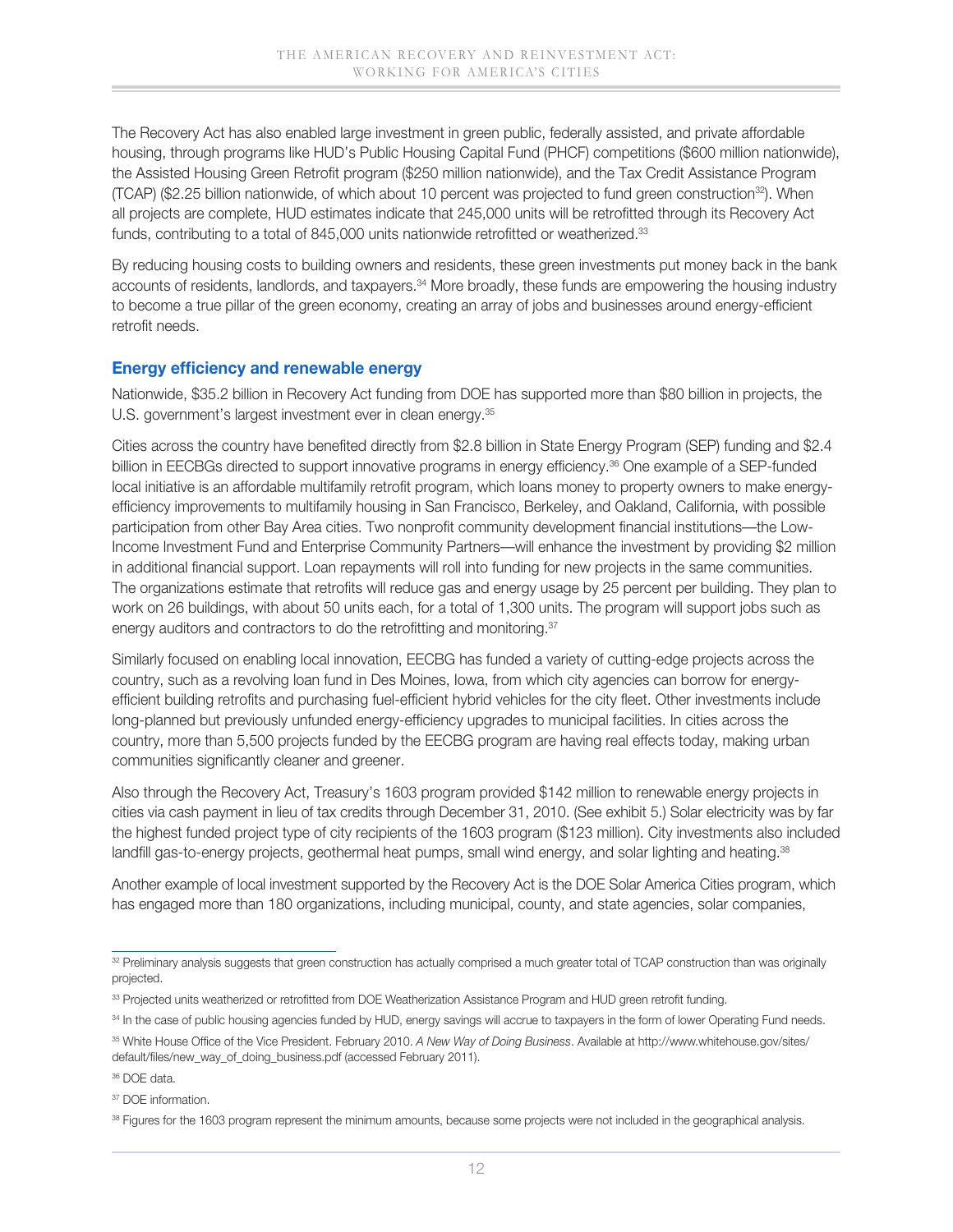The Recovery Act has also enabled large investment in green public, federally assisted, and private affordable housing, through programs like HUD's Public Housing Capital Fund (PHCF) competitions ($600 million nationwide), the Assisted Housing Green Retrofit program ($250 million nationwide), and the Tax Credit Assistance Program (TCAP) ($2.25 billion nationwide, of which about 10 percent was projected to fund green construction[32]). When all projects are complete, HUD estimates indicate that 245,000 units will be retrofitted through its Recovery Act funds, contributing to a total of 845,000 units nationwide retrofitted or weatherized.[33]

By reducing housing costs to building owners and residents, these green investments put money back in the bank accounts of residents, landlords, and taxpayers.[34] More broadly, these funds are empowering the housing industry to become a true pillar of the green economy, creating an array of jobs and businesses around energy-efficient retrofit needs.

### Energy efficiency and renewable energy

Nationwide, $35.2 billion in Recovery Act funding from DOE has supported more than $80 billion in projects, the U.S. government's largest investment ever in clean energy.[35]

Cities across the country have benefited directly from $2.8 billion in State Energy Program (SEP) funding and $2.4 billion in EECBGs directed to support innovative programs in energy efficiency.[36] One example of a SEP-funded local initiative is an affordable multifamily retrofit program, which loans money to property owners to make energy-efficiency improvements to multifamily housing in San Francisco, Berkeley, and Oakland, California, with possible participation from other Bay Area cities. Two nonprofit community development financial institutions—the Low-Income Investment Fund and Enterprise Community Partners—will enhance the investment by providing $2 million in additional financial support. Loan repayments will roll into funding for new projects in the same communities. The organizations estimate that retrofits will reduce gas and energy usage by 25 percent per building. They plan to work on 26 buildings, with about 50 units each, for a total of 1,300 units. The program will support jobs such as energy auditors and contractors to do the retrofitting and monitoring.[37]

Similarly focused on enabling local innovation, EECBG has funded a variety of cutting-edge projects across the country, such as a revolving loan fund in Des Moines, Iowa, from which city agencies can borrow for energy-efficient building retrofits and purchasing fuel-efficient hybrid vehicles for the city fleet. Other investments include long-planned but previously unfunded energy-efficiency upgrades to municipal facilities. In cities across the country, more than 5,500 projects funded by the EECBG program are having real effects today, making urban communities significantly cleaner and greener.

Also through the Recovery Act, Treasury's 1603 program provided $142 million to renewable energy projects in cities via cash payment in lieu of tax credits through December 31, 2010. (See exhibit 5.) Solar electricity was by far the highest funded project type of city recipients of the 1603 program ($123 million). City investments also included landfill gas-to-energy projects, geothermal heat pumps, small wind energy, and solar lighting and heating.[38]

Another example of local investment supported by the Recovery Act is the DOE Solar America Cities program, which has engaged more than 180 organizations, including municipal, county, and state agencies, solar companies,

---

[32] Preliminary analysis suggests that green construction has actually comprised a much greater total of TCAP construction than was originally projected.

[33] Projected units weatherized or retrofitted from DOE Weatherization Assistance Program and HUD green retrofit funding.

[34] In the case of public housing agencies funded by HUD, energy savings will accrue to taxpayers in the form of lower Operating Fund needs.

[35] White House Office of the Vice President. February 2010. *A New Way of Doing Business*. Available at http://www.whitehouse.gov/sites/default/files/new_way_of_doing_business.pdf (accessed February 2011).

[36] DOE data.

[37] DOE information.

[38] Figures for the 1603 program represent the minimum amounts, because some projects were not included in the geographical analysis.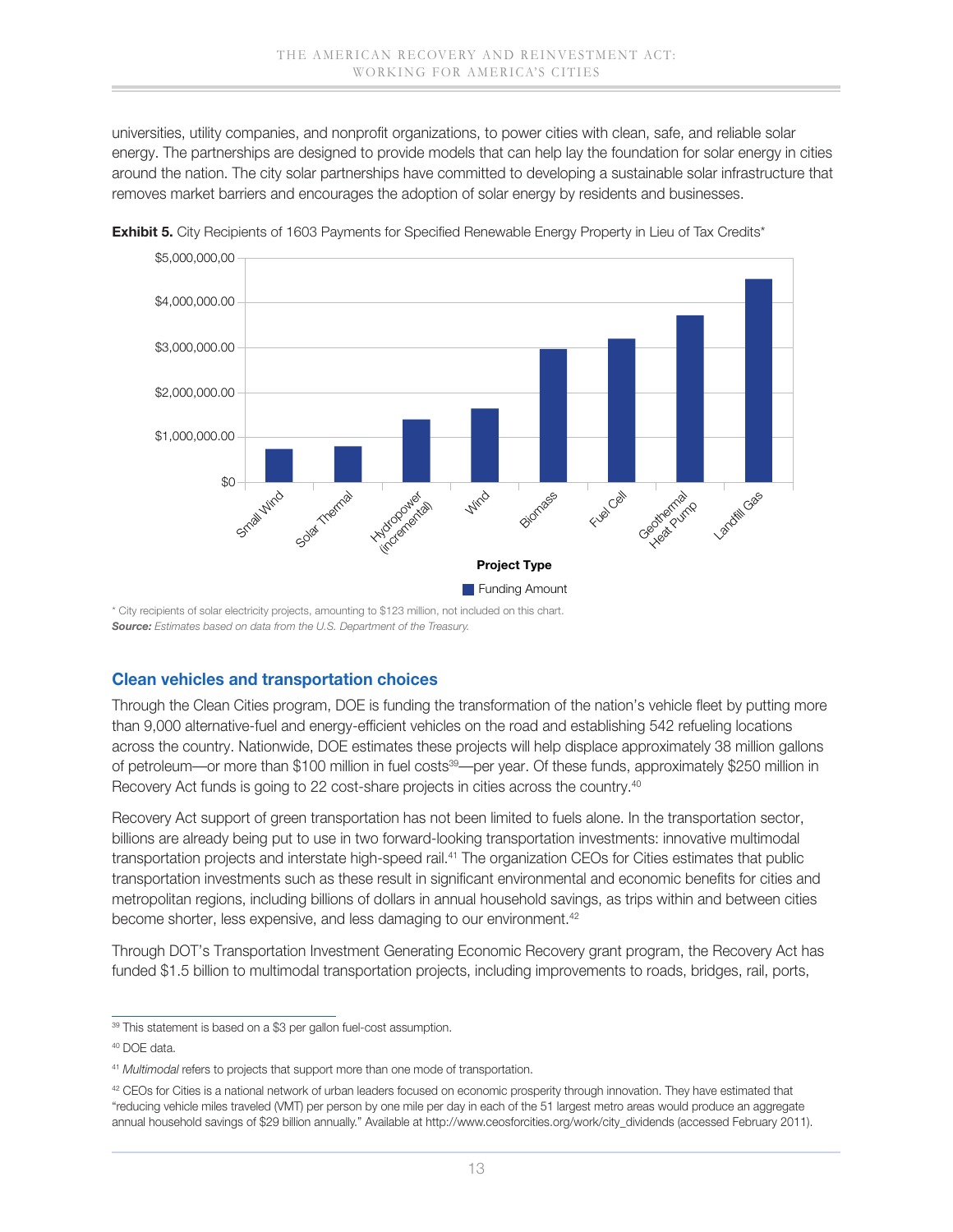universities, utility companies, and nonprofit organizations, to power cities with clean, safe, and reliable solar energy. The partnerships are designed to provide models that can help lay the foundation for solar energy in cities around the nation. The city solar partnerships have committed to developing a sustainable solar infrastructure that removes market barriers and encourages the adoption of solar energy by residents and businesses.

**Exhibit 5.** City Recipients of 1603 Payments for Specified Renewable Energy Property in Lieu of Tax Credits*

\* City recipients of solar electricity projects, amounting to $123 million, not included on this chart.
***Source:*** *Estimates based on data from the U.S. Department of the Treasury.*

## Clean vehicles and transportation choices

Through the Clean Cities program, DOE is funding the transformation of the nation's vehicle fleet by putting more than 9,000 alternative-fuel and energy-efficient vehicles on the road and establishing 542 refueling locations across the country. Nationwide, DOE estimates these projects will help displace approximately 38 million gallons of petroleum—or more than $100 million in fuel costs[39]—per year. Of these funds, approximately $250 million in Recovery Act funds is going to 22 cost-share projects in cities across the country.[40]

Recovery Act support of green transportation has not been limited to fuels alone. In the transportation sector, billions are already being put to use in two forward-looking transportation investments: innovative multimodal transportation projects and interstate high-speed rail.[41] The organization CEOs for Cities estimates that public transportation investments such as these result in significant environmental and economic benefits for cities and metropolitan regions, including billions of dollars in annual household savings, as trips within and between cities become shorter, less expensive, and less damaging to our environment.[42]

Through DOT's Transportation Investment Generating Economic Recovery grant program, the Recovery Act has funded $1.5 billion to multimodal transportation projects, including improvements to roads, bridges, rail, ports,

---

[39] This statement is based on a $3 per gallon fuel-cost assumption.

[40] DOE data.

[41] *Multimodal* refers to projects that support more than one mode of transportation.

[42] CEOs for Cities is a national network of urban leaders focused on economic prosperity through innovation. They have estimated that "reducing vehicle miles traveled (VMT) per person by one mile per day in each of the 51 largest metro areas would produce an aggregate annual household savings of $29 billion annually." Available at http://www.ceosforcities.org/work/city_dividends (accessed February 2011).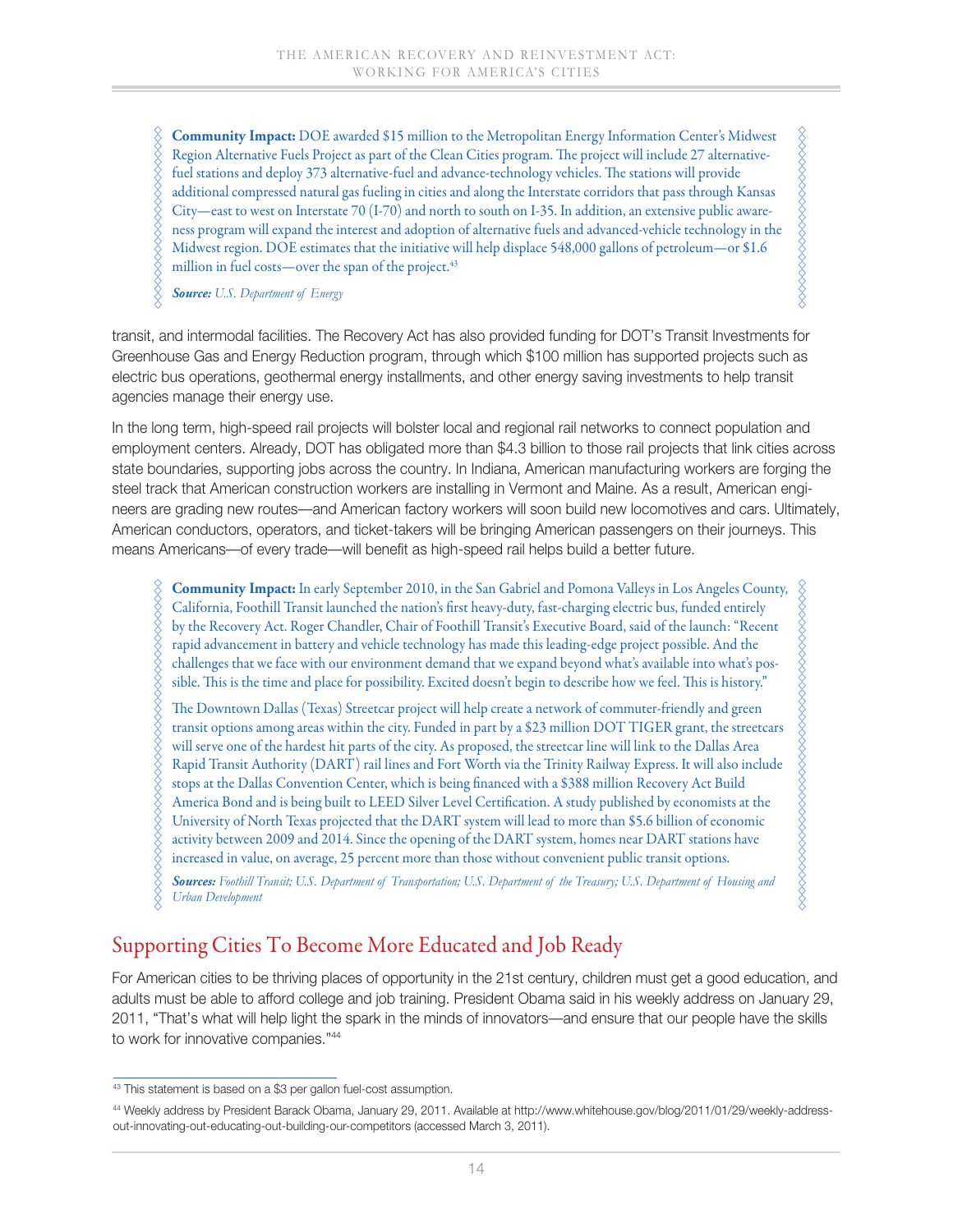**Community Impact:** DOE awarded $15 million to the Metropolitan Energy Information Center's Midwest Region Alternative Fuels Project as part of the Clean Cities program. The project will include 27 alternative-fuel stations and deploy 373 alternative-fuel and advance-technology vehicles. The stations will provide additional compressed natural gas fueling in cities and along the Interstate corridors that pass through Kansas City—east to west on Interstate 70 (I-70) and north to south on I-35. In addition, an extensive public awareness program will expand the interest and adoption of alternative fuels and advanced-vehicle technology in the Midwest region. DOE estimates that the initiative will help displace 548,000 gallons of petroleum—or $1.6 million in fuel costs—over the span of the project.[43]

***Source:*** *U.S. Department of Energy*

transit, and intermodal facilities. The Recovery Act has also provided funding for DOT's Transit Investments for Greenhouse Gas and Energy Reduction program, through which $100 million has supported projects such as electric bus operations, geothermal energy installments, and other energy saving investments to help transit agencies manage their energy use.

In the long term, high-speed rail projects will bolster local and regional rail networks to connect population and employment centers. Already, DOT has obligated more than $4.3 billion to those rail projects that link cities across state boundaries, supporting jobs across the country. In Indiana, American manufacturing workers are forging the steel track that American construction workers are installing in Vermont and Maine. As a result, American engineers are grading new routes—and American factory workers will soon build new locomotives and cars. Ultimately, American conductors, operators, and ticket-takers will be bringing American passengers on their journeys. This means Americans—of every trade—will benefit as high-speed rail helps build a better future.

**Community Impact:** In early September 2010, in the San Gabriel and Pomona Valleys in Los Angeles County, California, Foothill Transit launched the nation's first heavy-duty, fast-charging electric bus, funded entirely by the Recovery Act. Roger Chandler, Chair of Foothill Transit's Executive Board, said of the launch: "Recent rapid advancement in battery and vehicle technology has made this leading-edge project possible. And the challenges that we face with our environment demand that we expand beyond what's available into what's possible. This is the time and place for possibility. Excited doesn't begin to describe how we feel. This is history."

The Downtown Dallas (Texas) Streetcar project will help create a network of commuter-friendly and green transit options among areas within the city. Funded in part by a $23 million DOT TIGER grant, the streetcars will serve one of the hardest hit parts of the city. As proposed, the streetcar line will link to the Dallas Area Rapid Transit Authority (DART) rail lines and Fort Worth via the Trinity Railway Express. It will also include stops at the Dallas Convention Center, which is being financed with a $388 million Recovery Act Build America Bond and is being built to LEED Silver Level Certification. A study published by economists at the University of North Texas projected that the DART system will lead to more than $5.6 billion of economic activity between 2009 and 2014. Since the opening of the DART system, homes near DART stations have increased in value, on average, 25 percent more than those without convenient public transit options.

***Sources:*** *Foothill Transit; U.S. Department of Transportation; U.S. Department of the Treasury; U.S. Department of Housing and Urban Development*

## Supporting Cities To Become More Educated and Job Ready

For American cities to be thriving places of opportunity in the 21st century, children must get a good education, and adults must be able to afford college and job training. President Obama said in his weekly address on January 29, 2011, "That's what will help light the spark in the minds of innovators—and ensure that our people have the skills to work for innovative companies."[44]

---

[43] This statement is based on a $3 per gallon fuel-cost assumption.

[44] Weekly address by President Barack Obama, January 29, 2011. Available at http://www.whitehouse.gov/blog/2011/01/29/weekly-address-out-innovating-out-educating-out-building-our-competitors (accessed March 3, 2011).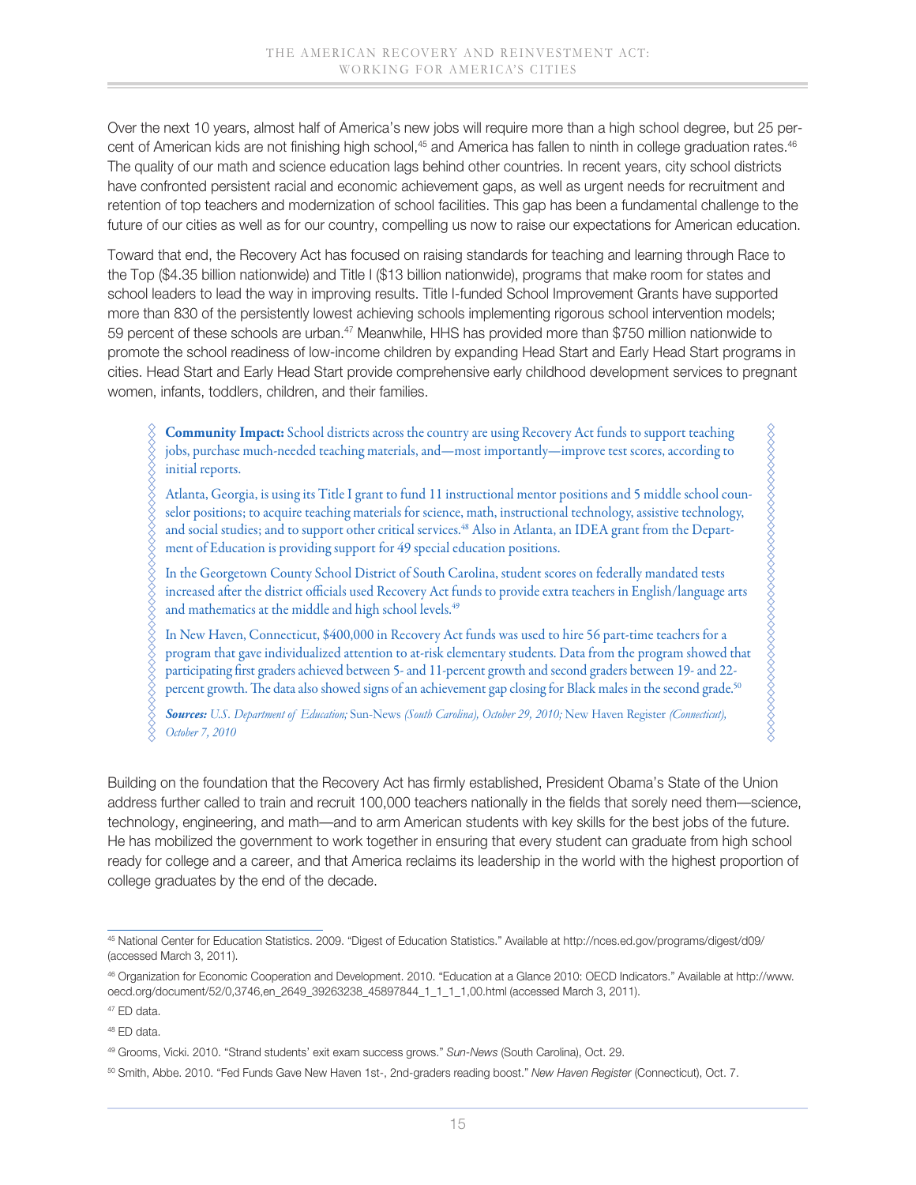Over the next 10 years, almost half of America's new jobs will require more than a high school degree, but 25 percent of American kids are not finishing high school,[45] and America has fallen to ninth in college graduation rates.[46] The quality of our math and science education lags behind other countries. In recent years, city school districts have confronted persistent racial and economic achievement gaps, as well as urgent needs for recruitment and retention of top teachers and modernization of school facilities. This gap has been a fundamental challenge to the future of our cities as well as for our country, compelling us now to raise our expectations for American education.

Toward that end, the Recovery Act has focused on raising standards for teaching and learning through Race to the Top ($4.35 billion nationwide) and Title I ($13 billion nationwide), programs that make room for states and school leaders to lead the way in improving results. Title I-funded School Improvement Grants have supported more than 830 of the persistently lowest achieving schools implementing rigorous school intervention models; 59 percent of these schools are urban.[47] Meanwhile, HHS has provided more than $750 million nationwide to promote the school readiness of low-income children by expanding Head Start and Early Head Start programs in cities. Head Start and Early Head Start provide comprehensive early childhood development services to pregnant women, infants, toddlers, children, and their families.

> **Community Impact:** School districts across the country are using Recovery Act funds to support teaching jobs, purchase much-needed teaching materials, and—most importantly—improve test scores, according to initial reports.
>
> Atlanta, Georgia, is using its Title I grant to fund 11 instructional mentor positions and 5 middle school counselor positions; to acquire teaching materials for science, math, instructional technology, assistive technology, and social studies; and to support other critical services.[48] Also in Atlanta, an IDEA grant from the Department of Education is providing support for 49 special education positions.
>
> In the Georgetown County School District of South Carolina, student scores on federally mandated tests increased after the district officials used Recovery Act funds to provide extra teachers in English/language arts and mathematics at the middle and high school levels.[49]
>
> In New Haven, Connecticut, $400,000 in Recovery Act funds was used to hire 56 part-time teachers for a program that gave individualized attention to at-risk elementary students. Data from the program showed that participating first graders achieved between 5- and 11-percent growth and second graders between 19- and 22-percent growth. The data also showed signs of an achievement gap closing for Black males in the second grade.[50]
>
> ***Sources:*** *U.S. Department of Education;* Sun-News *(South Carolina), October 29, 2010;* New Haven Register *(Connecticut), October 7, 2010*

Building on the foundation that the Recovery Act has firmly established, President Obama's State of the Union address further called to train and recruit 100,000 teachers nationally in the fields that sorely need them—science, technology, engineering, and math—and to arm American students with key skills for the best jobs of the future. He has mobilized the government to work together in ensuring that every student can graduate from high school ready for college and a career, and that America reclaims its leadership in the world with the highest proportion of college graduates by the end of the decade.

---

[45] National Center for Education Statistics. 2009. "Digest of Education Statistics." Available at http://nces.ed.gov/programs/digest/d09/ (accessed March 3, 2011).

[46] Organization for Economic Cooperation and Development. 2010. "Education at a Glance 2010: OECD Indicators." Available at http://www.oecd.org/document/52/0,3746,en_2649_39263238_45897844_1_1_1_1,00.html (accessed March 3, 2011).

[47] ED data.

[48] ED data.

[49] Grooms, Vicki. 2010. "Strand students' exit exam success grows." *Sun-News* (South Carolina), Oct. 29.

[50] Smith, Abbe. 2010. "Fed Funds Gave New Haven 1st-, 2nd-graders reading boost." *New Haven Register* (Connecticut), Oct. 7.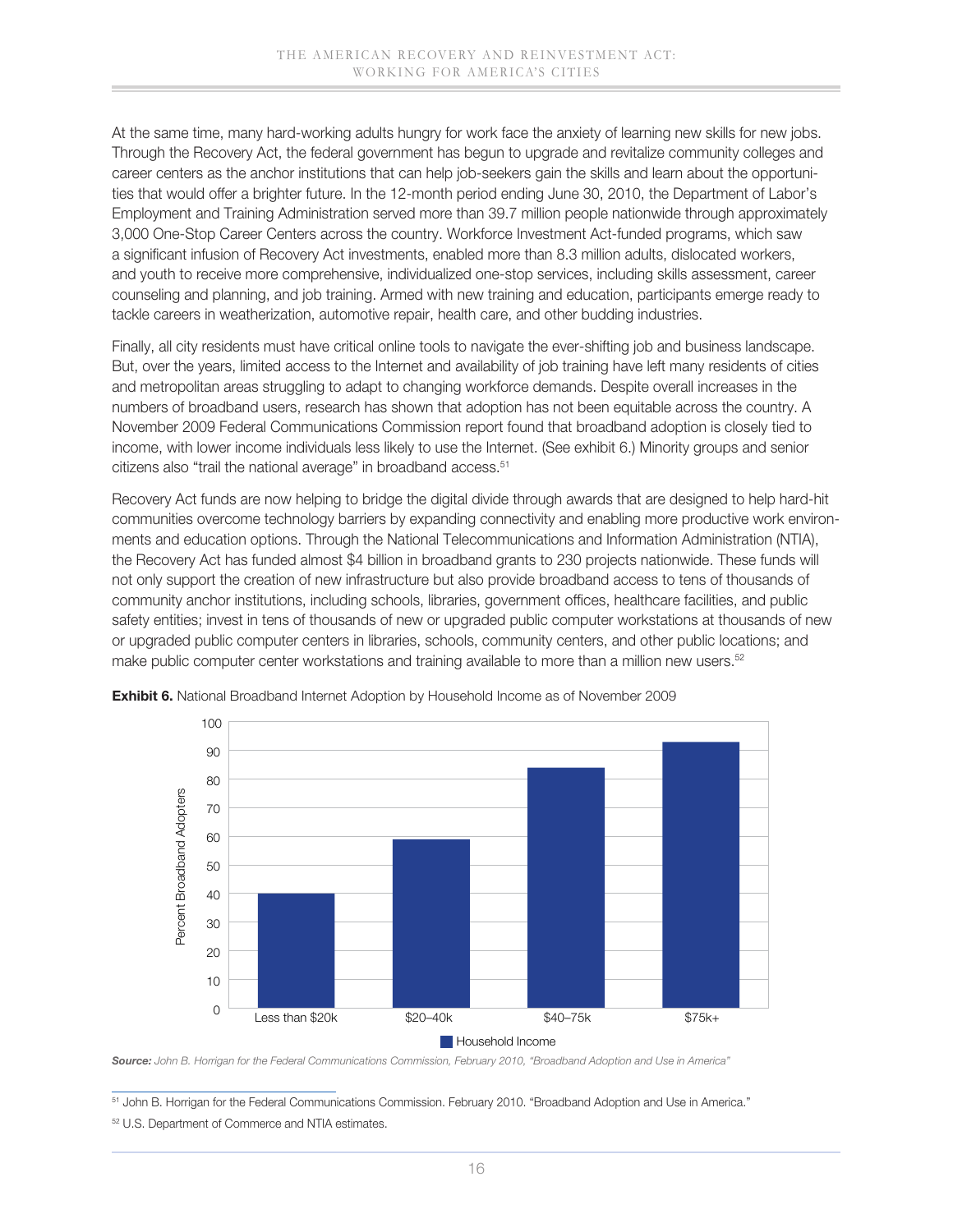At the same time, many hard-working adults hungry for work face the anxiety of learning new skills for new jobs. Through the Recovery Act, the federal government has begun to upgrade and revitalize community colleges and career centers as the anchor institutions that can help job-seekers gain the skills and learn about the opportunities that would offer a brighter future. In the 12-month period ending June 30, 2010, the Department of Labor's Employment and Training Administration served more than 39.7 million people nationwide through approximately 3,000 One-Stop Career Centers across the country. Workforce Investment Act-funded programs, which saw a significant infusion of Recovery Act investments, enabled more than 8.3 million adults, dislocated workers, and youth to receive more comprehensive, individualized one-stop services, including skills assessment, career counseling and planning, and job training. Armed with new training and education, participants emerge ready to tackle careers in weatherization, automotive repair, health care, and other budding industries.

Finally, all city residents must have critical online tools to navigate the ever-shifting job and business landscape. But, over the years, limited access to the Internet and availability of job training have left many residents of cities and metropolitan areas struggling to adapt to changing workforce demands. Despite overall increases in the numbers of broadband users, research has shown that adoption has not been equitable across the country. A November 2009 Federal Communications Commission report found that broadband adoption is closely tied to income, with lower income individuals less likely to use the Internet. (See exhibit 6.) Minority groups and senior citizens also "trail the national average" in broadband access.[51]

Recovery Act funds are now helping to bridge the digital divide through awards that are designed to help hard-hit communities overcome technology barriers by expanding connectivity and enabling more productive work environments and education options. Through the National Telecommunications and Information Administration (NTIA), the Recovery Act has funded almost $4 billion in broadband grants to 230 projects nationwide. These funds will not only support the creation of new infrastructure but also provide broadband access to tens of thousands of community anchor institutions, including schools, libraries, government offices, healthcare facilities, and public safety entities; invest in tens of thousands of new or upgraded public computer workstations at thousands of new or upgraded public computer centers in libraries, schools, community centers, and other public locations; and make public computer center workstations and training available to more than a million new users.[52]

**Exhibit 6.** National Broadband Internet Adoption by Household Income as of November 2009

| Household Income | Percent Broadband Adopters |
|---|---|
| Less than $20k | 40 |
| $20–40k | 59 |
| $40–75k | 84 |
| $75k+ | 93 |

***Source:*** *John B. Horrigan for the Federal Communications Commission, February 2010, "Broadband Adoption and Use in America"*

[51] John B. Horrigan for the Federal Communications Commission. February 2010. "Broadband Adoption and Use in America."

[52] U.S. Department of Commerce and NTIA estimates.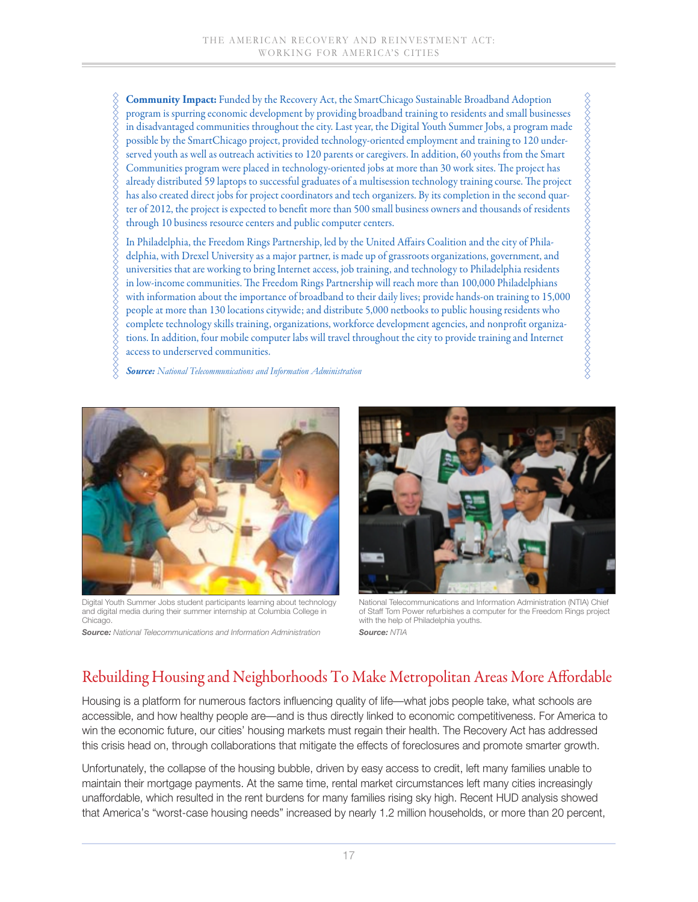**Community Impact:** Funded by the Recovery Act, the SmartChicago Sustainable Broadband Adoption program is spurring economic development by providing broadband training to residents and small businesses in disadvantaged communities throughout the city. Last year, the Digital Youth Summer Jobs, a program made possible by the SmartChicago project, provided technology-oriented employment and training to 120 under-served youth as well as outreach activities to 120 parents or caregivers. In addition, 60 youths from the Smart Communities program were placed in technology-oriented jobs at more than 30 work sites. The project has already distributed 59 laptops to successful graduates of a multisession technology training course. The project has also created direct jobs for project coordinators and tech organizers. By its completion in the second quarter of 2012, the project is expected to benefit more than 500 small business owners and thousands of residents through 10 business resource centers and public computer centers.

In Philadelphia, the Freedom Rings Partnership, led by the United Affairs Coalition and the city of Philadelphia, with Drexel University as a major partner, is made up of grassroots organizations, government, and universities that are working to bring Internet access, job training, and technology to Philadelphia residents in low-income communities. The Freedom Rings Partnership will reach more than 100,000 Philadelphians with information about the importance of broadband to their daily lives; provide hands-on training to 15,000 people at more than 130 locations citywide; and distribute 5,000 netbooks to public housing residents who complete technology skills training, organizations, workforce development agencies, and nonprofit organizations. In addition, four mobile computer labs will travel throughout the city to provide training and Internet access to underserved communities.

***Source:*** *National Telecommunications and Information Administration*

Digital Youth Summer Jobs student participants learning about technology and digital media during their summer internship at Columbia College in Chicago.

***Source:*** *National Telecommunications and Information Administration*

National Telecommunications and Information Administration (NTIA) Chief of Staff Tom Power refurbishes a computer for the Freedom Rings project with the help of Philadelphia youths.

***Source:*** *NTIA*

## Rebuilding Housing and Neighborhoods To Make Metropolitan Areas More Affordable

Housing is a platform for numerous factors influencing quality of life—what jobs people take, what schools are accessible, and how healthy people are—and is thus directly linked to economic competitiveness. For America to win the economic future, our cities' housing markets must regain their health. The Recovery Act has addressed this crisis head on, through collaborations that mitigate the effects of foreclosures and promote smarter growth.

Unfortunately, the collapse of the housing bubble, driven by easy access to credit, left many families unable to maintain their mortgage payments. At the same time, rental market circumstances left many cities increasingly unaffordable, which resulted in the rent burdens for many families rising sky high. Recent HUD analysis showed that America's "worst-case housing needs" increased by nearly 1.2 million households, or more than 20 percent,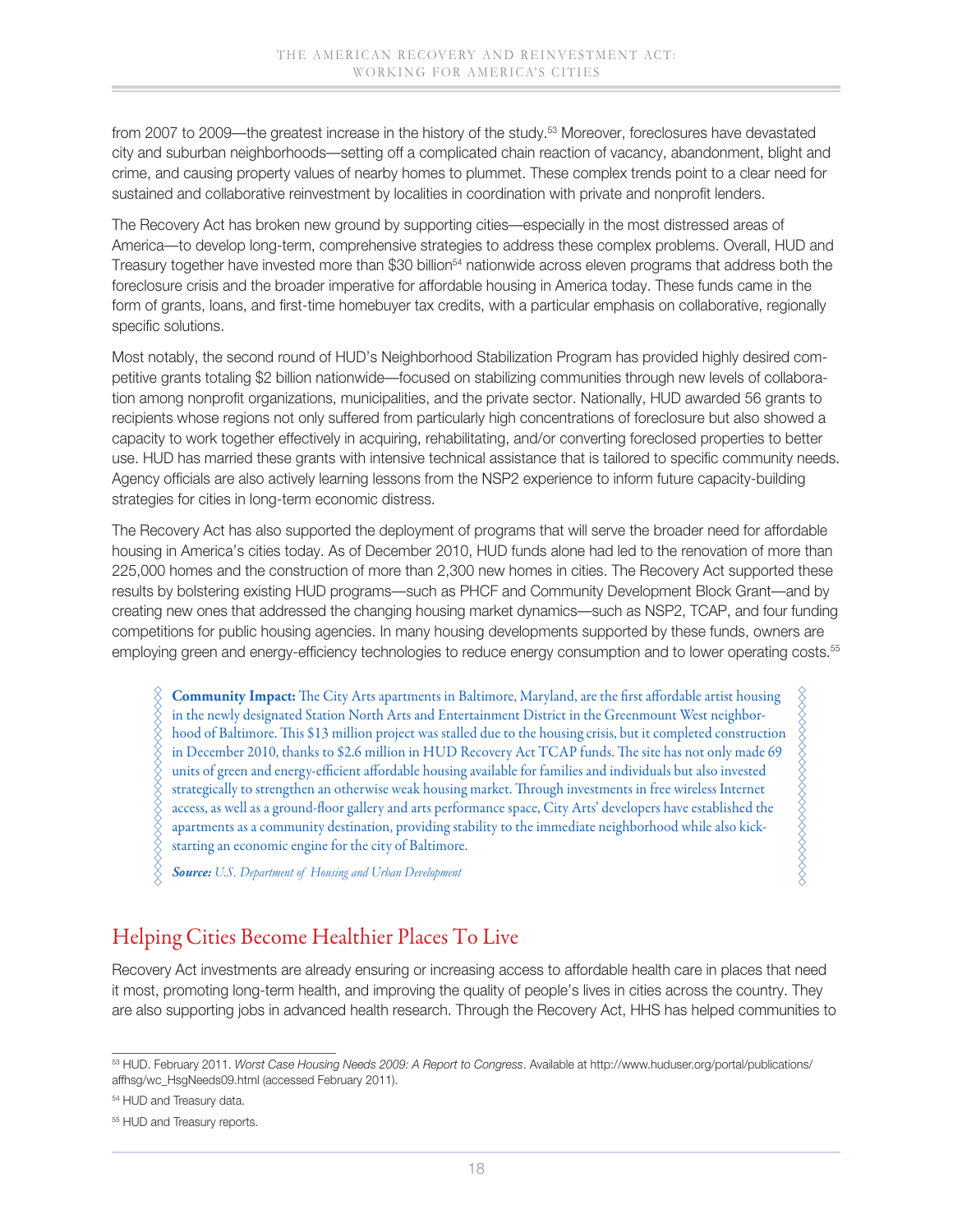from 2007 to 2009—the greatest increase in the history of the study.[53] Moreover, foreclosures have devastated city and suburban neighborhoods—setting off a complicated chain reaction of vacancy, abandonment, blight and crime, and causing property values of nearby homes to plummet. These complex trends point to a clear need for sustained and collaborative reinvestment by localities in coordination with private and nonprofit lenders.

The Recovery Act has broken new ground by supporting cities—especially in the most distressed areas of America—to develop long-term, comprehensive strategies to address these complex problems. Overall, HUD and Treasury together have invested more than $30 billion[54] nationwide across eleven programs that address both the foreclosure crisis and the broader imperative for affordable housing in America today. These funds came in the form of grants, loans, and first-time homebuyer tax credits, with a particular emphasis on collaborative, regionally specific solutions.

Most notably, the second round of HUD's Neighborhood Stabilization Program has provided highly desired competitive grants totaling $2 billion nationwide—focused on stabilizing communities through new levels of collaboration among nonprofit organizations, municipalities, and the private sector. Nationally, HUD awarded 56 grants to recipients whose regions not only suffered from particularly high concentrations of foreclosure but also showed a capacity to work together effectively in acquiring, rehabilitating, and/or converting foreclosed properties to better use. HUD has married these grants with intensive technical assistance that is tailored to specific community needs. Agency officials are also actively learning lessons from the NSP2 experience to inform future capacity-building strategies for cities in long-term economic distress.

The Recovery Act has also supported the deployment of programs that will serve the broader need for affordable housing in America's cities today. As of December 2010, HUD funds alone had led to the renovation of more than 225,000 homes and the construction of more than 2,300 new homes in cities. The Recovery Act supported these results by bolstering existing HUD programs—such as PHCF and Community Development Block Grant—and by creating new ones that addressed the changing housing market dynamics—such as NSP2, TCAP, and four funding competitions for public housing agencies. In many housing developments supported by these funds, owners are employing green and energy-efficiency technologies to reduce energy consumption and to lower operating costs.[55]

> **Community Impact:** The City Arts apartments in Baltimore, Maryland, are the first affordable artist housing in the newly designated Station North Arts and Entertainment District in the Greenmount West neighborhood of Baltimore. This $13 million project was stalled due to the housing crisis, but it completed construction in December 2010, thanks to $2.6 million in HUD Recovery Act TCAP funds. The site has not only made 69 units of green and energy-efficient affordable housing available for families and individuals but also invested strategically to strengthen an otherwise weak housing market. Through investments in free wireless Internet access, as well as a ground-floor gallery and arts performance space, City Arts' developers have established the apartments as a community destination, providing stability to the immediate neighborhood while also kick-starting an economic engine for the city of Baltimore.
>
> ***Source:*** *U.S. Department of Housing and Urban Development*

## Helping Cities Become Healthier Places To Live

Recovery Act investments are already ensuring or increasing access to affordable health care in places that need it most, promoting long-term health, and improving the quality of people's lives in cities across the country. They are also supporting jobs in advanced health research. Through the Recovery Act, HHS has helped communities to

---

[53] HUD. February 2011. *Worst Case Housing Needs 2009: A Report to Congress*. Available at http://www.huduser.org/portal/publications/affhsg/wc_HsgNeeds09.html (accessed February 2011).

[54] HUD and Treasury data.

[55] HUD and Treasury reports.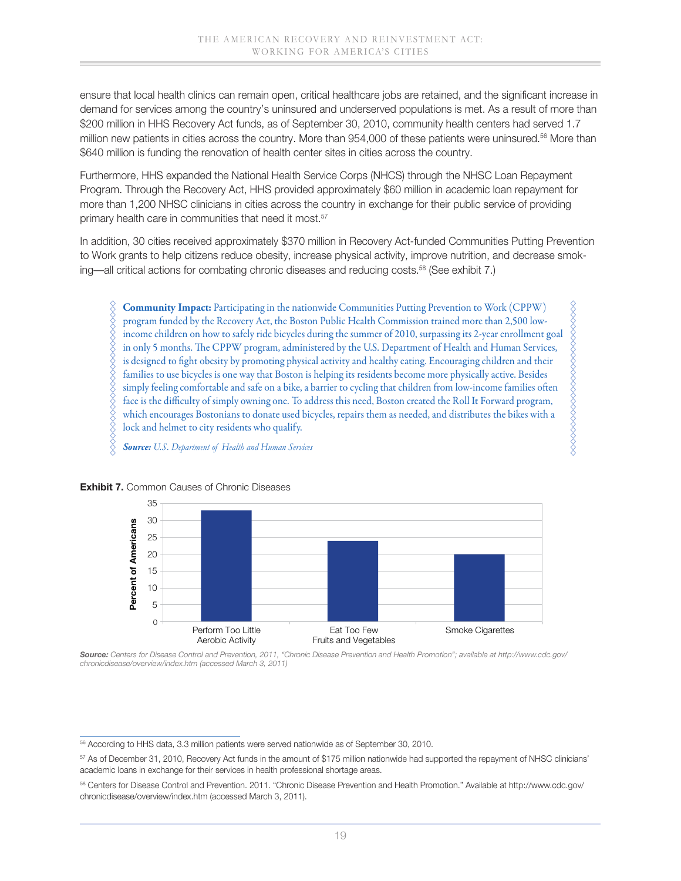ensure that local health clinics can remain open, critical healthcare jobs are retained, and the significant increase in demand for services among the country's uninsured and underserved populations is met. As a result of more than $200 million in HHS Recovery Act funds, as of September 30, 2010, community health centers had served 1.7 million new patients in cities across the country. More than 954,000 of these patients were uninsured.[56] More than $640 million is funding the renovation of health center sites in cities across the country.

Furthermore, HHS expanded the National Health Service Corps (NHCS) through the NHSC Loan Repayment Program. Through the Recovery Act, HHS provided approximately $60 million in academic loan repayment for more than 1,200 NHSC clinicians in cities across the country in exchange for their public service of providing primary health care in communities that need it most.[57]

In addition, 30 cities received approximately $370 million in Recovery Act-funded Communities Putting Prevention to Work grants to help citizens reduce obesity, increase physical activity, improve nutrition, and decrease smoking—all critical actions for combating chronic diseases and reducing costs.[58] (See exhibit 7.)

> **Community Impact:** Participating in the nationwide Communities Putting Prevention to Work (CPPW) program funded by the Recovery Act, the Boston Public Health Commission trained more than 2,500 low-income children on how to safely ride bicycles during the summer of 2010, surpassing its 2-year enrollment goal in only 5 months. The CPPW program, administered by the U.S. Department of Health and Human Services, is designed to fight obesity by promoting physical activity and healthy eating. Encouraging children and their families to use bicycles is one way that Boston is helping its residents become more physically active. Besides simply feeling comfortable and safe on a bike, a barrier to cycling that children from low-income families often face is the difficulty of simply owning one. To address this need, Boston created the Roll It Forward program, which encourages Bostonians to donate used bicycles, repairs them as needed, and distributes the bikes with a lock and helmet to city residents who qualify.
>
> ***Source:*** *U.S. Department of Health and Human Services*

**Exhibit 7.** Common Causes of Chronic Diseases

| Cause | Percent of Americans |
|---|---|
| Perform Too Little Aerobic Activity | ~33 |
| Eat Too Few Fruits and Vegetables | ~24 |
| Smoke Cigarettes | ~20 |

***Source:*** *Centers for Disease Control and Prevention, 2011, "Chronic Disease Prevention and Health Promotion"; available at http://www.cdc.gov/chronicdisease/overview/index.htm (accessed March 3, 2011)*

---

[56] According to HHS data, 3.3 million patients were served nationwide as of September 30, 2010.

[57] As of December 31, 2010, Recovery Act funds in the amount of $175 million nationwide had supported the repayment of NHSC clinicians' academic loans in exchange for their services in health professional shortage areas.

[58] Centers for Disease Control and Prevention. 2011. "Chronic Disease Prevention and Health Promotion." Available at http://www.cdc.gov/chronicdisease/overview/index.htm (accessed March 3, 2011).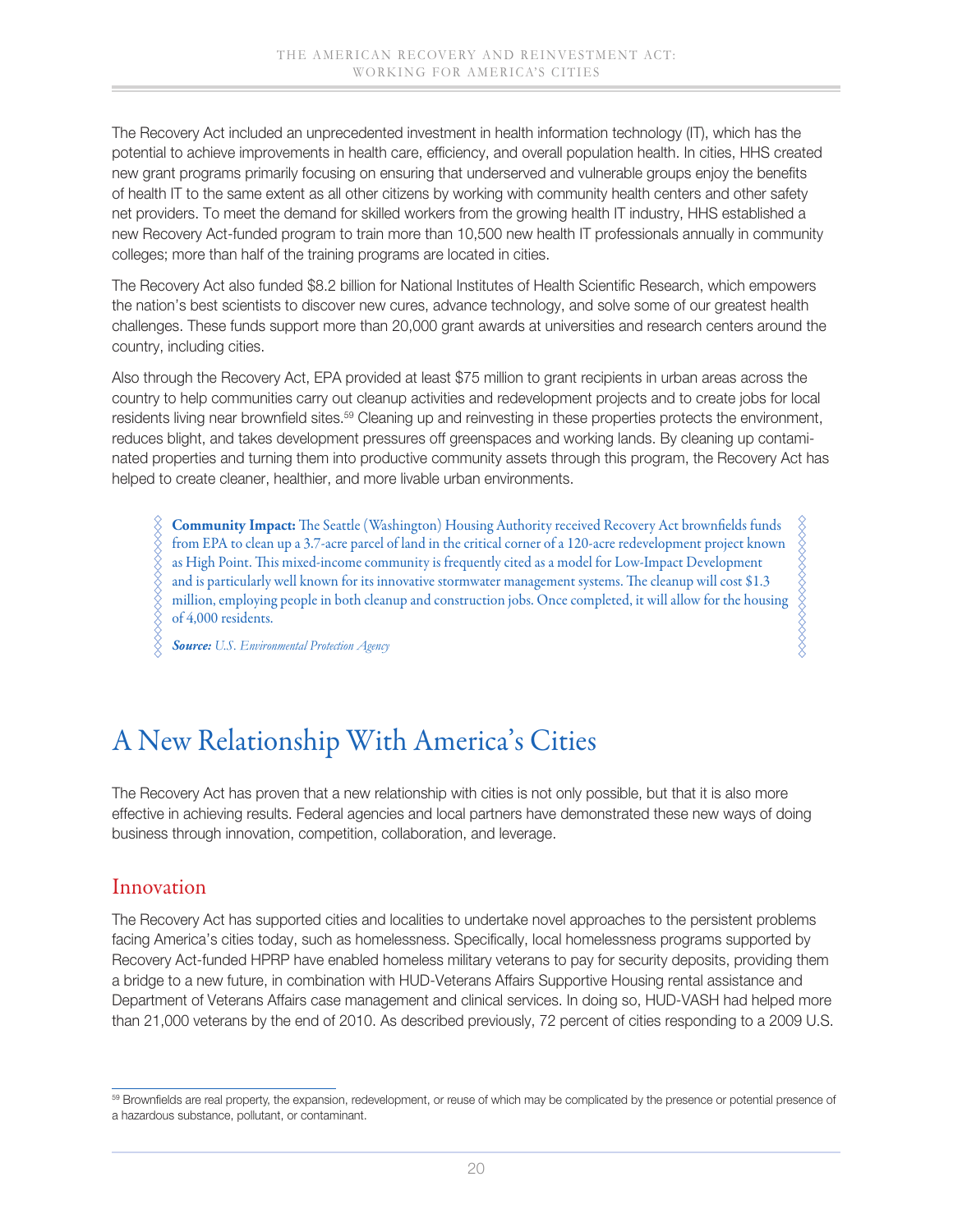The Recovery Act included an unprecedented investment in health information technology (IT), which has the potential to achieve improvements in health care, efficiency, and overall population health. In cities, HHS created new grant programs primarily focusing on ensuring that underserved and vulnerable groups enjoy the benefits of health IT to the same extent as all other citizens by working with community health centers and other safety net providers. To meet the demand for skilled workers from the growing health IT industry, HHS established a new Recovery Act-funded program to train more than 10,500 new health IT professionals annually in community colleges; more than half of the training programs are located in cities.

The Recovery Act also funded $8.2 billion for National Institutes of Health Scientific Research, which empowers the nation's best scientists to discover new cures, advance technology, and solve some of our greatest health challenges. These funds support more than 20,000 grant awards at universities and research centers around the country, including cities.

Also through the Recovery Act, EPA provided at least $75 million to grant recipients in urban areas across the country to help communities carry out cleanup activities and redevelopment projects and to create jobs for local residents living near brownfield sites.[59] Cleaning up and reinvesting in these properties protects the environment, reduces blight, and takes development pressures off greenspaces and working lands. By cleaning up contaminated properties and turning them into productive community assets through this program, the Recovery Act has helped to create cleaner, healthier, and more livable urban environments.

> **Community Impact:** The Seattle (Washington) Housing Authority received Recovery Act brownfields funds from EPA to clean up a 3.7-acre parcel of land in the critical corner of a 120-acre redevelopment project known as High Point. This mixed-income community is frequently cited as a model for Low-Impact Development and is particularly well known for its innovative stormwater management systems. The cleanup will cost $1.3 million, employing people in both cleanup and construction jobs. Once completed, it will allow for the housing of 4,000 residents.
>
> ***Source:*** *U.S. Environmental Protection Agency*

# A New Relationship With America's Cities

The Recovery Act has proven that a new relationship with cities is not only possible, but that it is also more effective in achieving results. Federal agencies and local partners have demonstrated these new ways of doing business through innovation, competition, collaboration, and leverage.

## Innovation

The Recovery Act has supported cities and localities to undertake novel approaches to the persistent problems facing America's cities today, such as homelessness. Specifically, local homelessness programs supported by Recovery Act-funded HPRP have enabled homeless military veterans to pay for security deposits, providing them a bridge to a new future, in combination with HUD-Veterans Affairs Supportive Housing rental assistance and Department of Veterans Affairs case management and clinical services. In doing so, HUD-VASH had helped more than 21,000 veterans by the end of 2010. As described previously, 72 percent of cities responding to a 2009 U.S.

[59] Brownfields are real property, the expansion, redevelopment, or reuse of which may be complicated by the presence or potential presence of a hazardous substance, pollutant, or contaminant.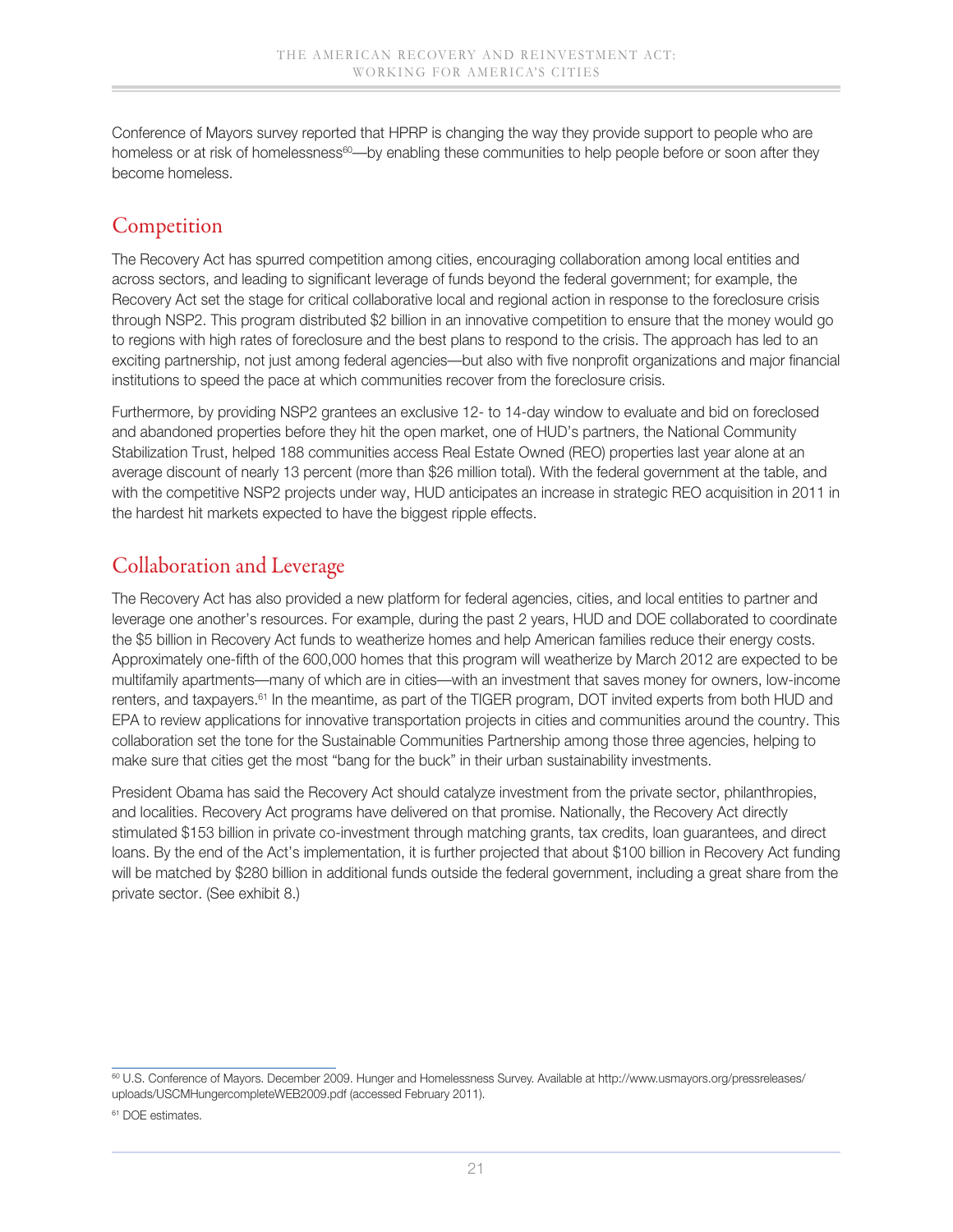Conference of Mayors survey reported that HPRP is changing the way they provide support to people who are homeless or at risk of homelessness[60]—by enabling these communities to help people before or soon after they become homeless.

## Competition

The Recovery Act has spurred competition among cities, encouraging collaboration among local entities and across sectors, and leading to significant leverage of funds beyond the federal government; for example, the Recovery Act set the stage for critical collaborative local and regional action in response to the foreclosure crisis through NSP2. This program distributed $2 billion in an innovative competition to ensure that the money would go to regions with high rates of foreclosure and the best plans to respond to the crisis. The approach has led to an exciting partnership, not just among federal agencies—but also with five nonprofit organizations and major financial institutions to speed the pace at which communities recover from the foreclosure crisis.

Furthermore, by providing NSP2 grantees an exclusive 12- to 14-day window to evaluate and bid on foreclosed and abandoned properties before they hit the open market, one of HUD's partners, the National Community Stabilization Trust, helped 188 communities access Real Estate Owned (REO) properties last year alone at an average discount of nearly 13 percent (more than $26 million total). With the federal government at the table, and with the competitive NSP2 projects under way, HUD anticipates an increase in strategic REO acquisition in 2011 in the hardest hit markets expected to have the biggest ripple effects.

## Collaboration and Leverage

The Recovery Act has also provided a new platform for federal agencies, cities, and local entities to partner and leverage one another's resources. For example, during the past 2 years, HUD and DOE collaborated to coordinate the $5 billion in Recovery Act funds to weatherize homes and help American families reduce their energy costs. Approximately one-fifth of the 600,000 homes that this program will weatherize by March 2012 are expected to be multifamily apartments—many of which are in cities—with an investment that saves money for owners, low-income renters, and taxpayers.[61] In the meantime, as part of the TIGER program, DOT invited experts from both HUD and EPA to review applications for innovative transportation projects in cities and communities around the country. This collaboration set the tone for the Sustainable Communities Partnership among those three agencies, helping to make sure that cities get the most "bang for the buck" in their urban sustainability investments.

President Obama has said the Recovery Act should catalyze investment from the private sector, philanthropies, and localities. Recovery Act programs have delivered on that promise. Nationally, the Recovery Act directly stimulated $153 billion in private co-investment through matching grants, tax credits, loan guarantees, and direct loans. By the end of the Act's implementation, it is further projected that about $100 billion in Recovery Act funding will be matched by $280 billion in additional funds outside the federal government, including a great share from the private sector. (See exhibit 8.)

---

[60] U.S. Conference of Mayors. December 2009. Hunger and Homelessness Survey. Available at http://www.usmayors.org/pressreleases/uploads/USCMHungercompleteWEB2009.pdf (accessed February 2011).

[61] DOE estimates.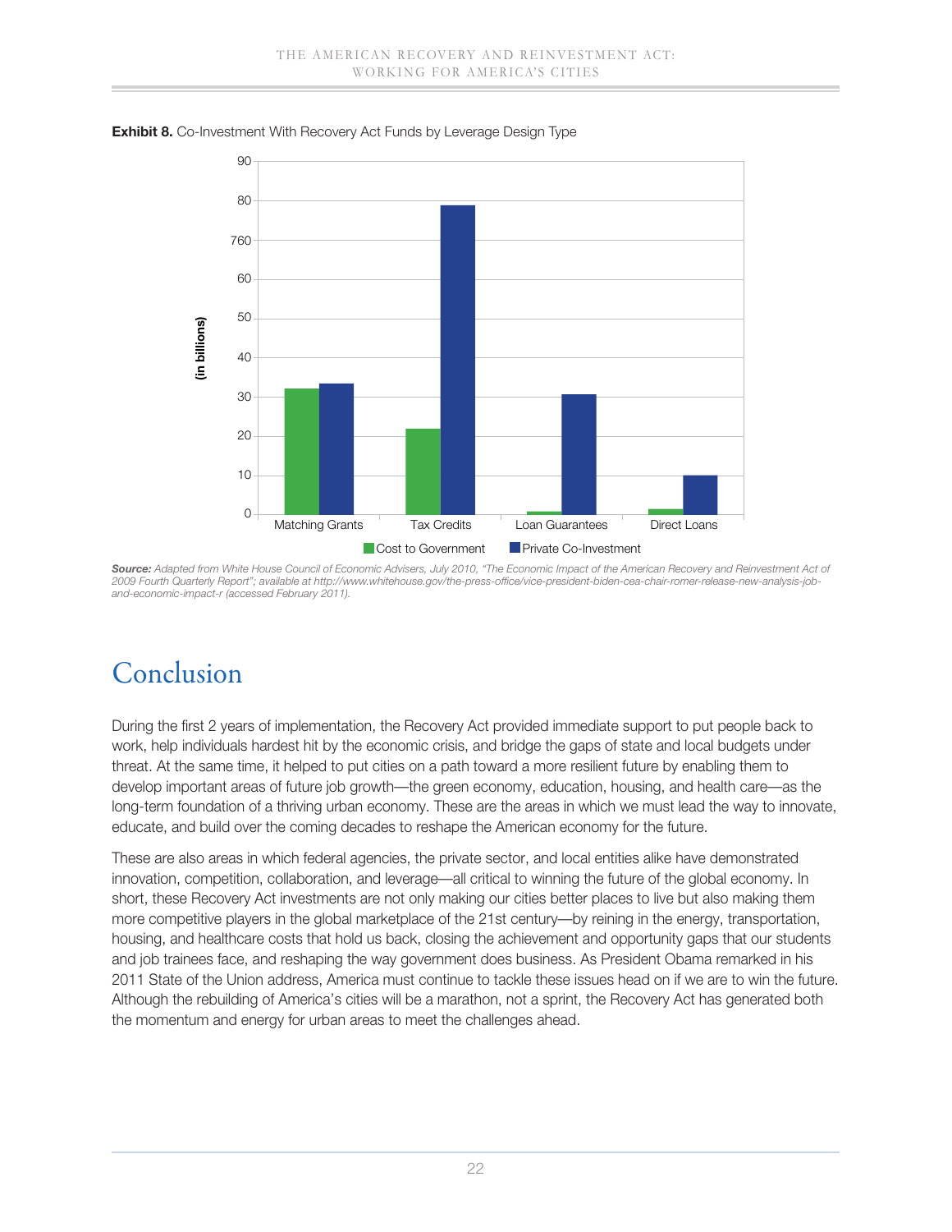**Exhibit 8.** Co-Investment With Recovery Act Funds by Leverage Design Type

(in billions)

90
80
760
60
50
40
30
20
10
0

Matching Grants
Tax Credits
Loan Guarantees
Direct Loans

Cost to Government
Private Co-Investment

***Source:*** *Adapted from White House Council of Economic Advisers, July 2010, "The Economic Impact of the American Recovery and Reinvestment Act of 2009 Fourth Quarterly Report"; available at http://www.whitehouse.gov/the-press-office/vice-president-biden-cea-chair-romer-release-new-analysis-job-and-economic-impact-r (accessed February 2011).*

# Conclusion

During the first 2 years of implementation, the Recovery Act provided immediate support to put people back to work, help individuals hardest hit by the economic crisis, and bridge the gaps of state and local budgets under threat. At the same time, it helped to put cities on a path toward a more resilient future by enabling them to develop important areas of future job growth—the green economy, education, housing, and health care—as the long-term foundation of a thriving urban economy. These are the areas in which we must lead the way to innovate, educate, and build over the coming decades to reshape the American economy for the future.

These are also areas in which federal agencies, the private sector, and local entities alike have demonstrated innovation, competition, collaboration, and leverage—all critical to winning the future of the global economy. In short, these Recovery Act investments are not only making our cities better places to live but also making them more competitive players in the global marketplace of the 21st century—by reining in the energy, transportation, housing, and healthcare costs that hold us back, closing the achievement and opportunity gaps that our students and job trainees face, and reshaping the way government does business. As President Obama remarked in his 2011 State of the Union address, America must continue to tackle these issues head on if we are to win the future. Although the rebuilding of America's cities will be a marathon, not a sprint, the Recovery Act has generated both the momentum and energy for urban areas to meet the challenges ahead.